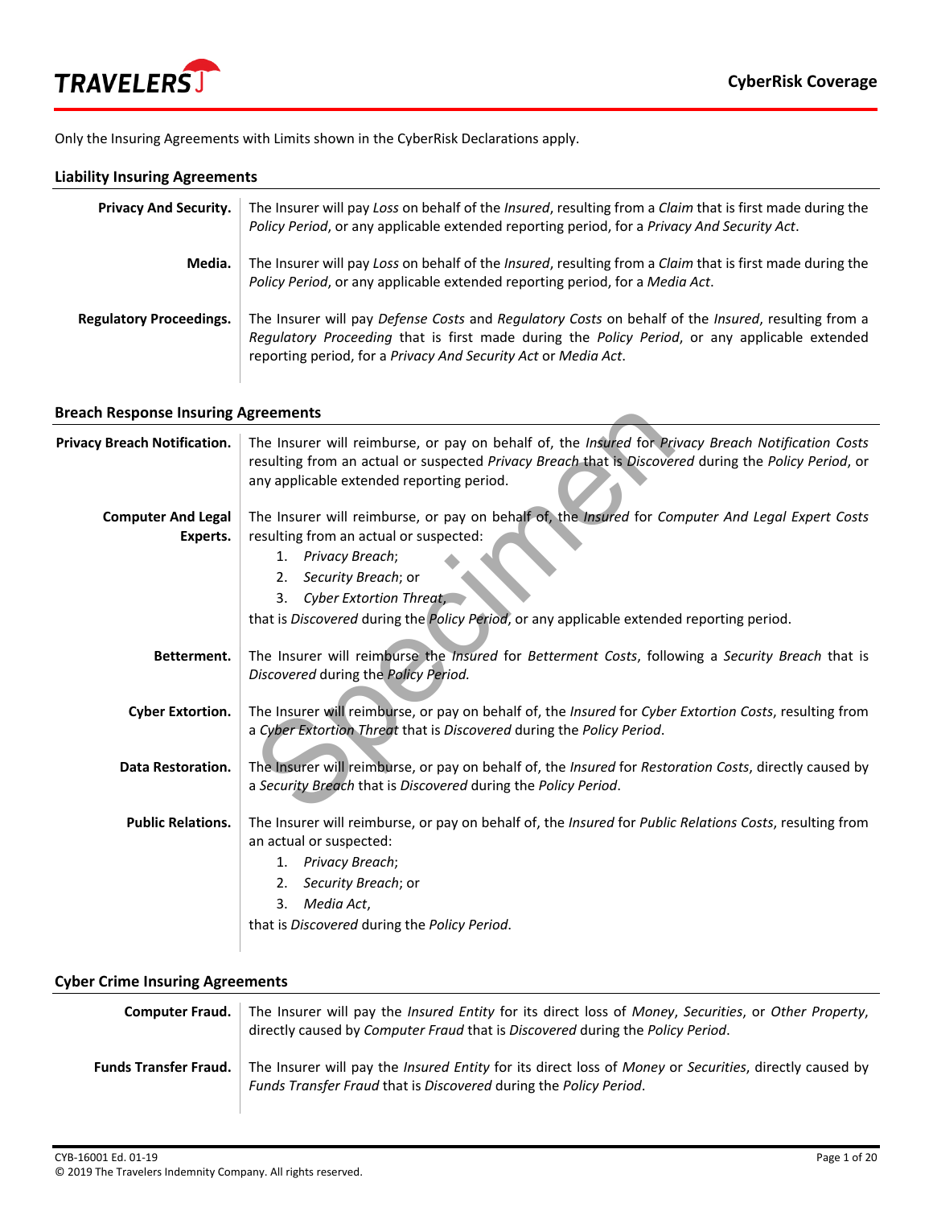# CyberRisk Coverage

Only the Insuring Agreements with Limits shown in the CyberRisk Declarations apply.

## Liability Insuring Agreements

**Privacy And Security.** The Insurer will pay *Loss* on behalf of the *Insured*, resulting from a *Claim* that is first made during the *Policy Period*, or any applicable extended reporting period, for a *Privacy And Security Act*.

**Media.** The Insurer will pay *Loss* on behalf of the *Insured*, resulting from a *Claim* that is first made during the *Policy Period*, or any applicable extended reporting period, for a *Media Act*.

**Regulatory Proceedings.** The Insurer will pay *Defense Costs* and *Regulatory Costs* on behalf of the *Insured*, resulting from a *Regulatory Proceeding* that is first made during the *Policy Period*, or any applicable extended reporting period, for a *Privacy And Security Act* or *Media Act*.

## Breach Response Insuring Agreements

**Privacy Breach Notification.** The Insurer will reimburse, or pay on behalf of, the *Insured* for *Privacy Breach Notification Costs* resulting from an actual or suspected *Privacy Breach* that is *Discovered* during the *Policy Period*, or any applicable extended reporting period.

**Computer And Legal Experts.** The Insurer will reimburse, or pay on behalf of, the *Insured* for *Computer And Legal Expert Costs* resulting from an actual or suspected:

1. *Privacy Breach*;
2. *Security Breach*; or
3. *Cyber Extortion Threat*,

that is *Discovered* during the *Policy Period*, or any applicable extended reporting period.

**Betterment.** The Insurer will reimburse the *Insured* for *Betterment Costs*, following a *Security Breach* that is *Discovered* during the *Policy Period.*

**Cyber Extortion.** The Insurer will reimburse, or pay on behalf of, the *Insured* for *Cyber Extortion Costs*, resulting from a *Cyber Extortion Threat* that is *Discovered* during the *Policy Period*.

**Data Restoration.** The Insurer will reimburse, or pay on behalf of, the *Insured* for *Restoration Costs*, directly caused by a *Security Breach* that is *Discovered* during the *Policy Period*.

**Public Relations.** The Insurer will reimburse, or pay on behalf of, the *Insured* for *Public Relations Costs*, resulting from an actual or suspected:

1. *Privacy Breach*;
2. *Security Breach*; or
3. *Media Act*,

that is *Discovered* during the *Policy Period*.

## Cyber Crime Insuring Agreements

**Computer Fraud.** The Insurer will pay the *Insured Entity* for its direct loss of *Money*, *Securities*, or *Other Property*, directly caused by *Computer Fraud* that is *Discovered* during the *Policy Period*.

**Funds Transfer Fraud.** The Insurer will pay the *Insured Entity* for its direct loss of *Money* or *Securities*, directly caused by *Funds Transfer Fraud* that is *Discovered* during the *Policy Period*.

CYB-16001 Ed. 01-19
© 2019 The Travelers Indemnity Company. All rights reserved.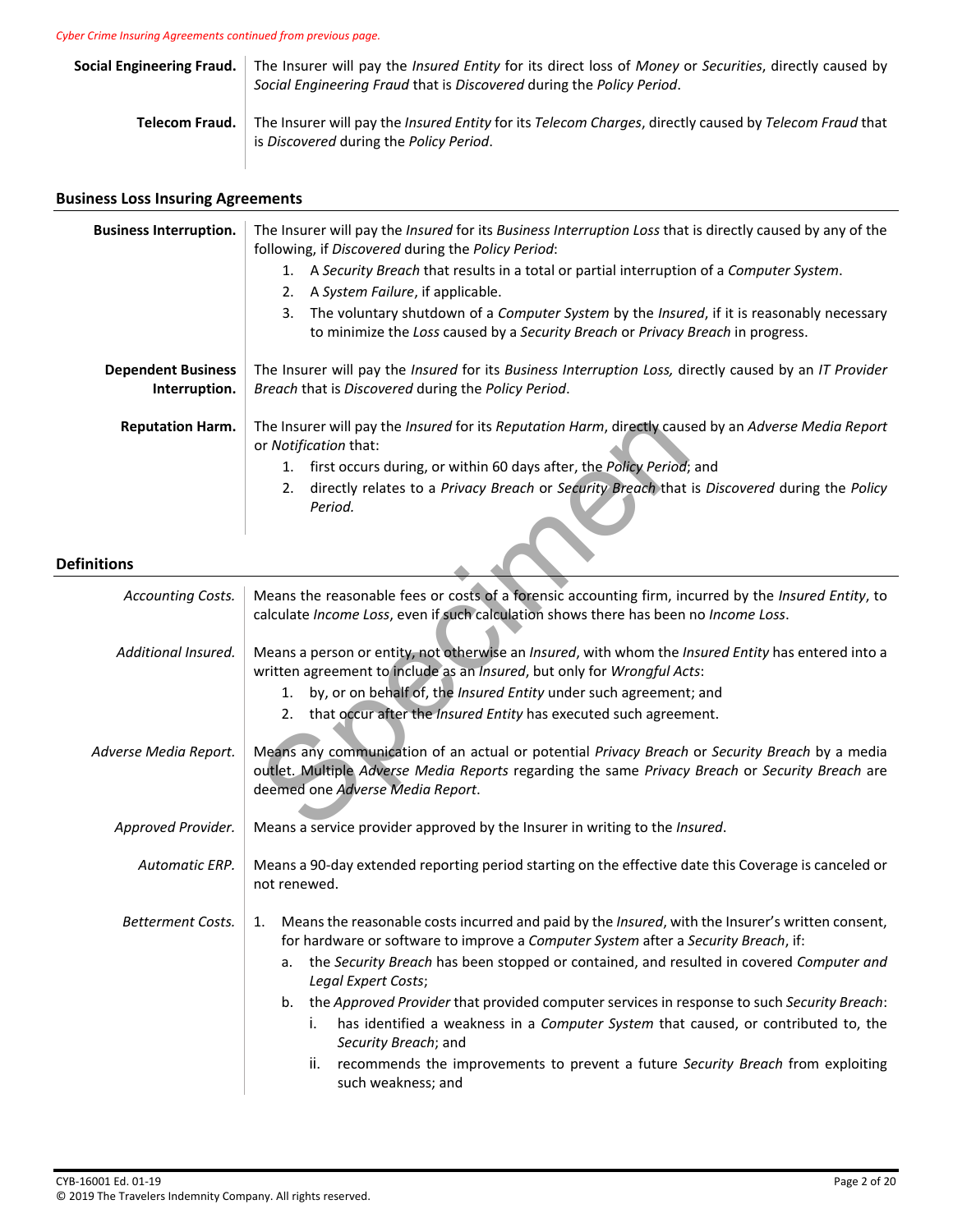*Cyber Crime Insuring Agreements continued from previous page.*

**Social Engineering Fraud.** The Insurer will pay the *Insured Entity* for its direct loss of *Money* or *Securities*, directly caused by *Social Engineering Fraud* that is *Discovered* during the *Policy Period*.

**Telecom Fraud.** The Insurer will pay the *Insured Entity* for its *Telecom Charges*, directly caused by *Telecom Fraud* that is *Discovered* during the *Policy Period*.

## Business Loss Insuring Agreements

**Business Interruption.** The Insurer will pay the *Insured* for its *Business Interruption Loss* that is directly caused by any of the following, if *Discovered* during the *Policy Period*:

1. A *Security Breach* that results in a total or partial interruption of a *Computer System*.
2. A *System Failure*, if applicable.
3. The voluntary shutdown of a *Computer System* by the *Insured*, if it is reasonably necessary to minimize the *Loss* caused by a *Security Breach* or *Privacy Breach* in progress.

**Dependent Business Interruption.** The Insurer will pay the *Insured* for its *Business Interruption Loss,* directly caused by an *IT Provider Breach* that is *Discovered* during the *Policy Period*.

**Reputation Harm.** The Insurer will pay the *Insured* for its *Reputation Harm*, directly caused by an *Adverse Media Report* or *Notification* that:

1. first occurs during, or within 60 days after, the *Policy Period*; and
2. directly relates to a *Privacy Breach* or *Security Breach* that is *Discovered* during the *Policy Period.*

## Definitions

*Accounting Costs.* Means the reasonable fees or costs of a forensic accounting firm, incurred by the *Insured Entity*, to calculate *Income Loss*, even if such calculation shows there has been no *Income Loss*.

*Additional Insured.* Means a person or entity, not otherwise an *Insured*, with whom the *Insured Entity* has entered into a written agreement to include as an *Insured*, but only for *Wrongful Acts*:

1. by, or on behalf of, the *Insured Entity* under such agreement; and
2. that occur after the *Insured Entity* has executed such agreement.

*Adverse Media Report.* Means any communication of an actual or potential *Privacy Breach* or *Security Breach* by a media outlet. Multiple *Adverse Media Reports* regarding the same *Privacy Breach* or *Security Breach* are deemed one *Adverse Media Report*.

*Approved Provider.* Means a service provider approved by the Insurer in writing to the *Insured*.

*Automatic ERP.* Means a 90-day extended reporting period starting on the effective date this Coverage is canceled or not renewed.

*Betterment Costs.*

1. Means the reasonable costs incurred and paid by the *Insured*, with the Insurer's written consent, for hardware or software to improve a *Computer System* after a *Security Breach*, if:
   a. the *Security Breach* has been stopped or contained, and resulted in covered *Computer and Legal Expert Costs*;
   b. the *Approved Provider* that provided computer services in response to such *Security Breach*:
      i. has identified a weakness in a *Computer System* that caused, or contributed to, the *Security Breach*; and
      ii. recommends the improvements to prevent a future *Security Breach* from exploiting such weakness; and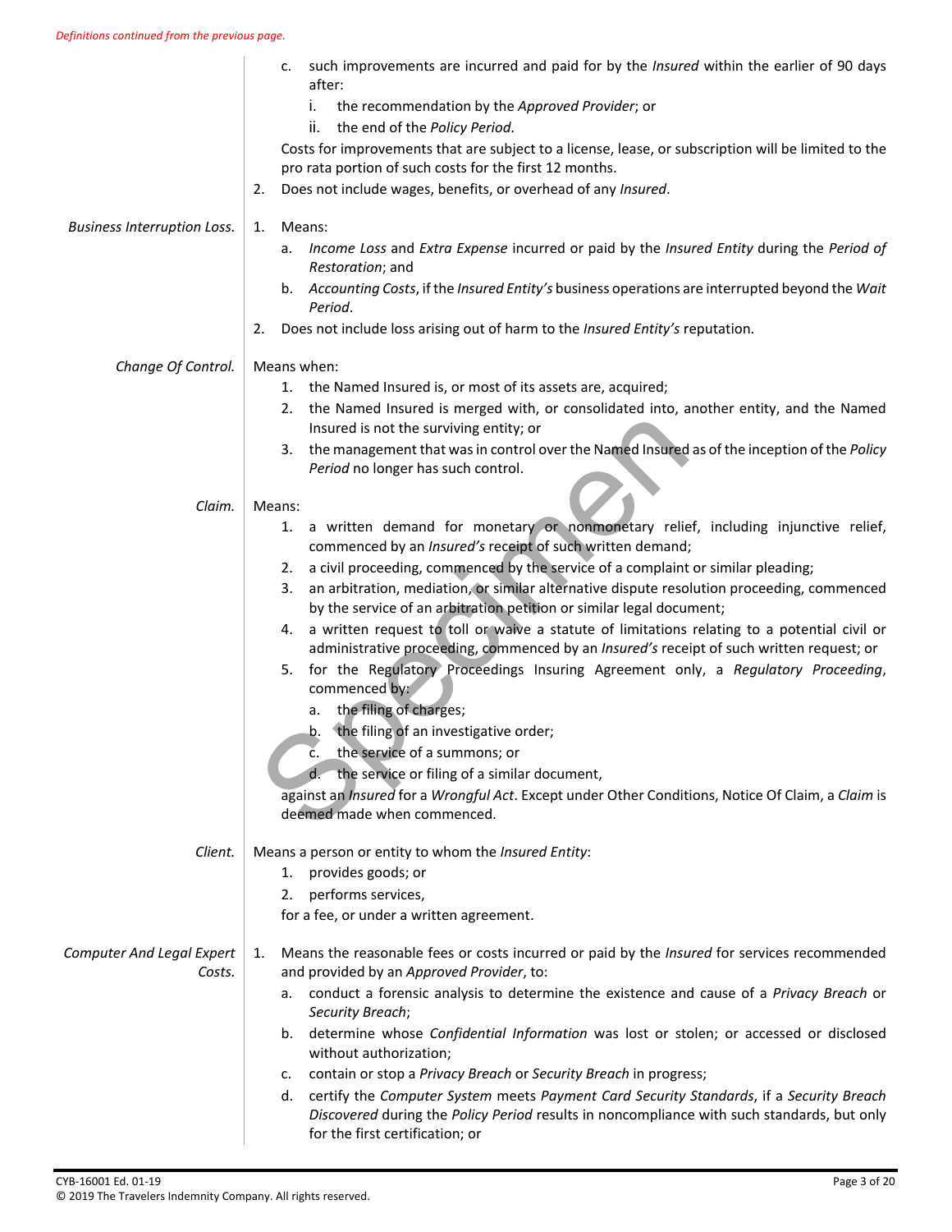*Definitions continued from the previous page.*

   c. such improvements are incurred and paid for by the *Insured* within the earlier of 90 days after:
      i. the recommendation by the *Approved Provider*; or
      ii. the end of the *Policy Period*.

   Costs for improvements that are subject to a license, lease, or subscription will be limited to the pro rata portion of such costs for the first 12 months.

2. Does not include wages, benefits, or overhead of any *Insured*.

*Business Interruption Loss.*

1. Means:
   a. *Income Loss* and *Extra Expense* incurred or paid by the *Insured Entity* during the *Period of Restoration*; and
   b. *Accounting Costs*, if the *Insured Entity's* business operations are interrupted beyond the *Wait Period*.
2. Does not include loss arising out of harm to the *Insured Entity's* reputation.

*Change Of Control.*

Means when:

1. the Named Insured is, or most of its assets are, acquired;
2. the Named Insured is merged with, or consolidated into, another entity, and the Named Insured is not the surviving entity; or
3. the management that was in control over the Named Insured as of the inception of the *Policy Period* no longer has such control.

*Claim.*

Means:

1. a written demand for monetary or nonmonetary relief, including injunctive relief, commenced by an *Insured's* receipt of such written demand;
2. a civil proceeding, commenced by the service of a complaint or similar pleading;
3. an arbitration, mediation, or similar alternative dispute resolution proceeding, commenced by the service of an arbitration petition or similar legal document;
4. a written request to toll or waive a statute of limitations relating to a potential civil or administrative proceeding, commenced by an *Insured's* receipt of such written request; or
5. for the Regulatory Proceedings Insuring Agreement only, a *Regulatory Proceeding*, commenced by:
   a. the filing of charges;
   b. the filing of an investigative order;
   c. the service of a summons; or
   d. the service or filing of a similar document,

against an *Insured* for a *Wrongful Act*. Except under Other Conditions, Notice Of Claim, a *Claim* is deemed made when commenced.

*Client.*

Means a person or entity to whom the *Insured Entity*:

1. provides goods; or
2. performs services,

for a fee, or under a written agreement.

*Computer And Legal Expert Costs.*

1. Means the reasonable fees or costs incurred or paid by the *Insured* for services recommended and provided by an *Approved Provider*, to:
   a. conduct a forensic analysis to determine the existence and cause of a *Privacy Breach* or *Security Breach*;
   b. determine whose *Confidential Information* was lost or stolen; or accessed or disclosed without authorization;
   c. contain or stop a *Privacy Breach* or *Security Breach* in progress;
   d. certify the *Computer System* meets *Payment Card Security Standards*, if a *Security Breach* *Discovered* during the *Policy Period* results in noncompliance with such standards, but only for the first certification; or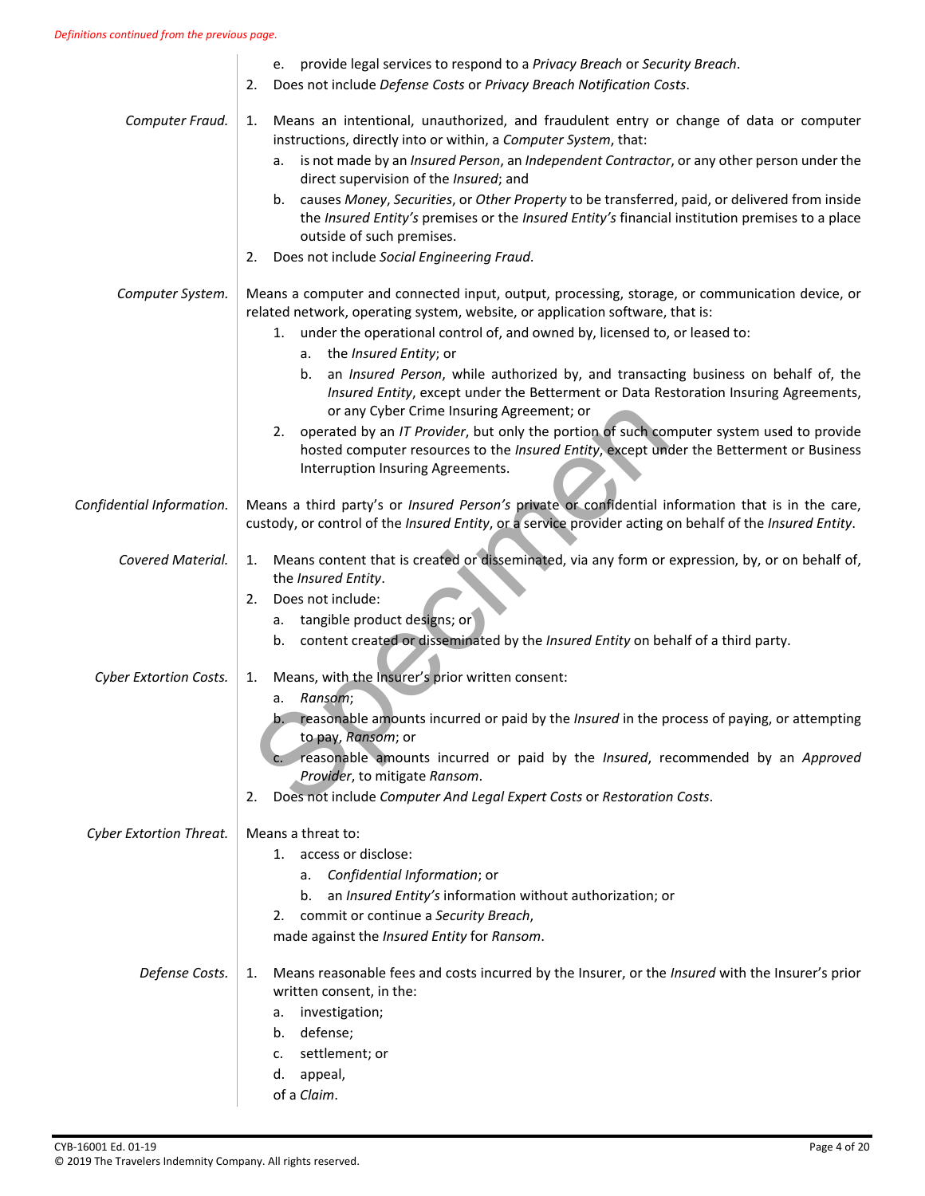*Definitions continued from the previous page.*

e. provide legal services to respond to a *Privacy Breach* or *Security Breach*.

2. Does not include *Defense Costs* or *Privacy Breach Notification Costs*.

*Computer Fraud.*

1. Means an intentional, unauthorized, and fraudulent entry or change of data or computer instructions, directly into or within, a *Computer System*, that:
   a. is not made by an *Insured Person*, an *Independent Contractor*, or any other person under the direct supervision of the *Insured*; and
   b. causes *Money*, *Securities*, or *Other Property* to be transferred, paid, or delivered from inside the *Insured Entity's* premises or the *Insured Entity's* financial institution premises to a place outside of such premises.
2. Does not include *Social Engineering Fraud*.

*Computer System.*

Means a computer and connected input, output, processing, storage, or communication device, or related network, operating system, website, or application software, that is:

1. under the operational control of, and owned by, licensed to, or leased to:
   a. the *Insured Entity*; or
   b. an *Insured Person*, while authorized by, and transacting business on behalf of, the *Insured Entity*, except under the Betterment or Data Restoration Insuring Agreements, or any Cyber Crime Insuring Agreement; or
2. operated by an *IT Provider*, but only the portion of such computer system used to provide hosted computer resources to the *Insured Entity*, except under the Betterment or Business Interruption Insuring Agreements.

*Confidential Information.*

Means a third party's or *Insured Person's* private or confidential information that is in the care, custody, or control of the *Insured Entity*, or a service provider acting on behalf of the *Insured Entity*.

*Covered Material.*

1. Means content that is created or disseminated, via any form or expression, by, or on behalf of, the *Insured Entity*.
2. Does not include:
   a. tangible product designs; or
   b. content created or disseminated by the *Insured Entity* on behalf of a third party.

*Cyber Extortion Costs.*

1. Means, with the Insurer's prior written consent:
   a. *Ransom*;
   b. reasonable amounts incurred or paid by the *Insured* in the process of paying, or attempting to pay, *Ransom*; or
   c. reasonable amounts incurred or paid by the *Insured*, recommended by an *Approved Provider*, to mitigate *Ransom*.
2. Does not include *Computer And Legal Expert Costs* or *Restoration Costs*.

*Cyber Extortion Threat.*

Means a threat to:

1. access or disclose:
   a. *Confidential Information*; or
   b. an *Insured Entity's* information without authorization; or
2. commit or continue a *Security Breach*,

made against the *Insured Entity* for *Ransom*.

*Defense Costs.*

1. Means reasonable fees and costs incurred by the Insurer, or the *Insured* with the Insurer's prior written consent, in the:
   a. investigation;
   b. defense;
   c. settlement; or
   d. appeal,

   of a *Claim*.

CYB-16001 Ed. 01-19
© 2019 The Travelers Indemnity Company. All rights reserved.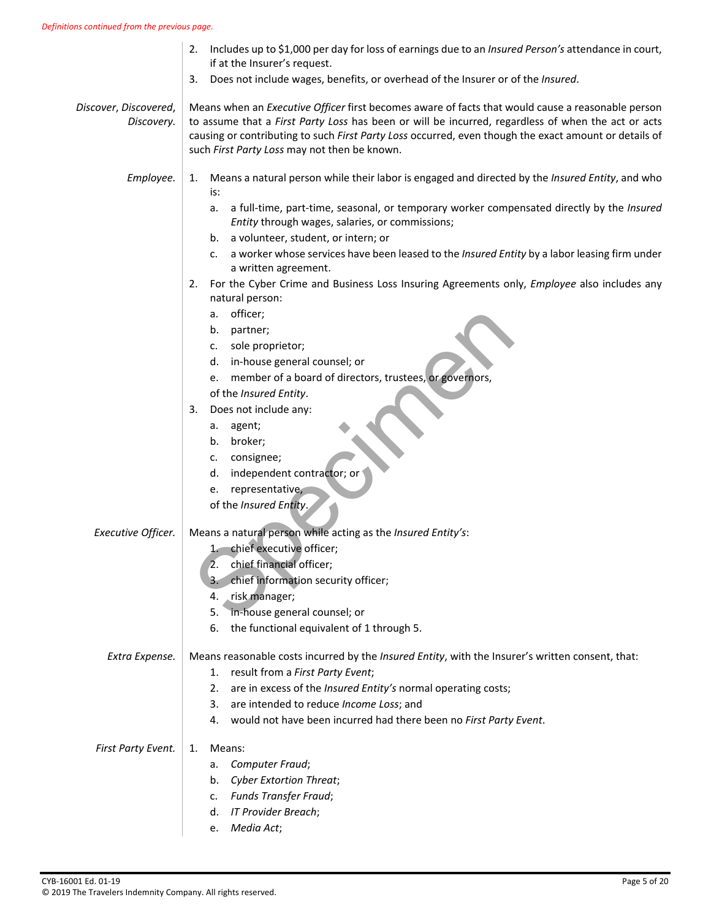*Definitions continued from the previous page.*

2. Includes up to $1,000 per day for loss of earnings due to an *Insured Person's* attendance in court, if at the Insurer's request.
3. Does not include wages, benefits, or overhead of the Insurer or of the *Insured*.

***Discover, Discovered, Discovery.*** Means when an *Executive Officer* first becomes aware of facts that would cause a reasonable person to assume that a *First Party Loss* has been or will be incurred, regardless of when the act or acts causing or contributing to such *First Party Loss* occurred, even though the exact amount or details of such *First Party Loss* may not then be known.

***Employee.***

1. Means a natural person while their labor is engaged and directed by the *Insured Entity*, and who is:
   a. a full-time, part-time, seasonal, or temporary worker compensated directly by the *Insured Entity* through wages, salaries, or commissions;
   b. a volunteer, student, or intern; or
   c. a worker whose services have been leased to the *Insured Entity* by a labor leasing firm under a written agreement.
2. For the Cyber Crime and Business Loss Insuring Agreements only, *Employee* also includes any natural person:
   a. officer;
   b. partner;
   c. sole proprietor;
   d. in-house general counsel; or
   e. member of a board of directors, trustees, or governors,

   of the *Insured Entity*.
3. Does not include any:
   a. agent;
   b. broker;
   c. consignee;
   d. independent contractor; or
   e. representative,

   of the *Insured Entity*.

***Executive Officer.*** Means a natural person while acting as the *Insured Entity's*:

1. chief executive officer;
2. chief financial officer;
3. chief information security officer;
4. risk manager;
5. in-house general counsel; or
6. the functional equivalent of 1 through 5.

***Extra Expense.*** Means reasonable costs incurred by the *Insured Entity*, with the Insurer's written consent, that:

1. result from a *First Party Event*;
2. are in excess of the *Insured Entity's* normal operating costs;
3. are intended to reduce *Income Loss*; and
4. would not have been incurred had there been no *First Party Event*.

***First Party Event.***

1. Means:
   a. *Computer Fraud*;
   b. *Cyber Extortion Threat*;
   c. *Funds Transfer Fraud*;
   d. *IT Provider Breach*;
   e. *Media Act*;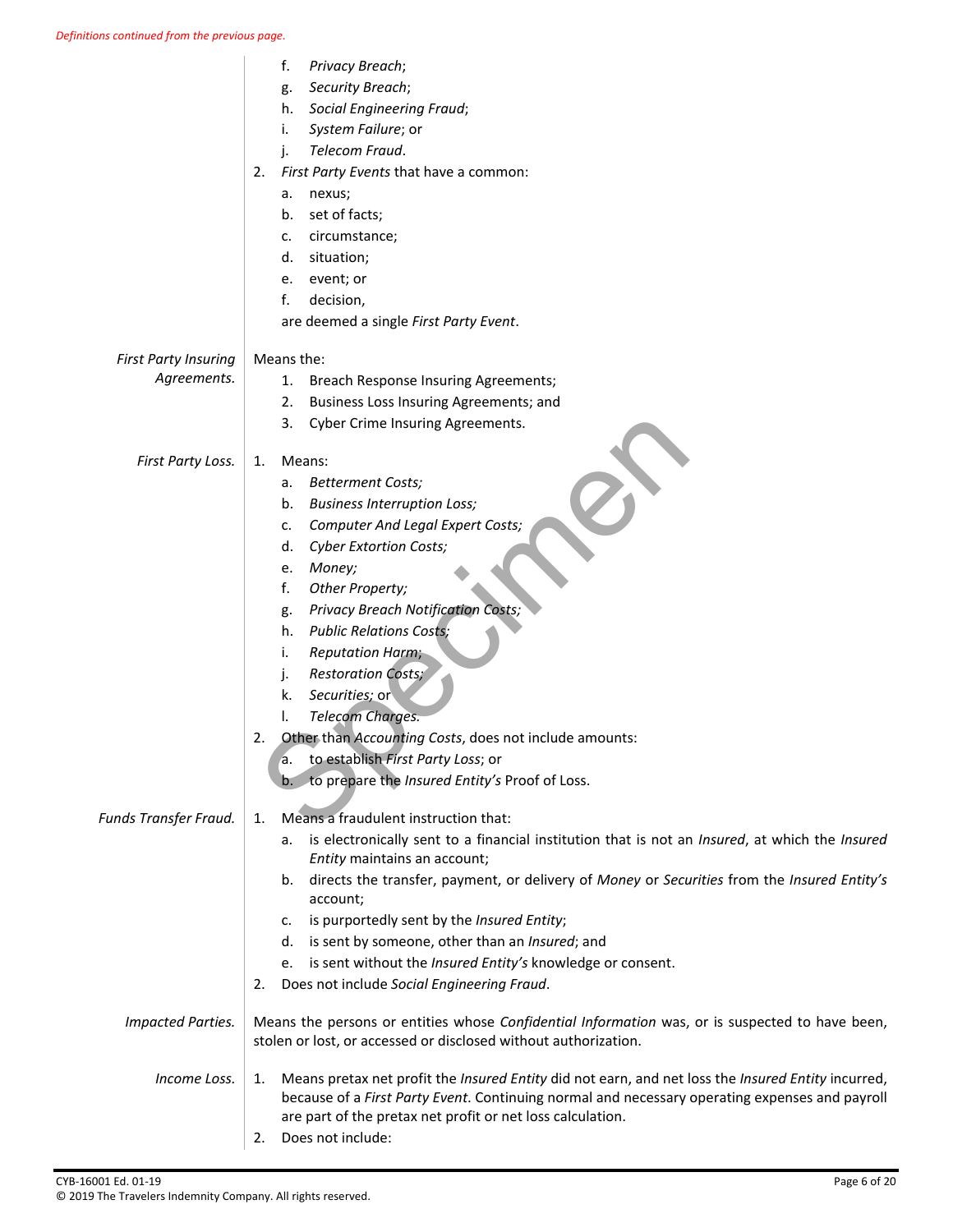*Definitions continued from the previous page.*

f. *Privacy Breach*;

g. *Security Breach*;

h. *Social Engineering Fraud*;

i. *System Failure*; or

j. *Telecom Fraud*.

2. *First Party Events* that have a common:

a. nexus;

b. set of facts;

c. circumstance;

d. situation;

e. event; or

f. decision,

are deemed a single *First Party Event*.

*First Party Insuring Agreements.* Means the:

1. Breach Response Insuring Agreements;
2. Business Loss Insuring Agreements; and
3. Cyber Crime Insuring Agreements.

*First Party Loss.*

1. Means:

a. *Betterment Costs;*

b. *Business Interruption Loss;*

c. *Computer And Legal Expert Costs;*

d. *Cyber Extortion Costs;*

e. *Money;*

f. *Other Property;*

g. *Privacy Breach Notification Costs;*

h. *Public Relations Costs;*

i. *Reputation Harm;*

j. *Restoration Costs;*

k. *Securities;* or

l. *Telecom Charges.*

2. Other than *Accounting Costs*, does not include amounts:

a. to establish *First Party Loss*; or

b. to prepare the *Insured Entity's* Proof of Loss.

*Funds Transfer Fraud.*

1. Means a fraudulent instruction that:

a. is electronically sent to a financial institution that is not an *Insured*, at which the *Insured Entity* maintains an account;

b. directs the transfer, payment, or delivery of *Money* or *Securities* from the *Insured Entity's* account;

c. is purportedly sent by the *Insured Entity*;

d. is sent by someone, other than an *Insured*; and

e. is sent without the *Insured Entity's* knowledge or consent.

2. Does not include *Social Engineering Fraud*.

*Impacted Parties.* Means the persons or entities whose *Confidential Information* was, or is suspected to have been, stolen or lost, or accessed or disclosed without authorization.

*Income Loss.*

1. Means pretax net profit the *Insured Entity* did not earn, and net loss the *Insured Entity* incurred, because of a *First Party Event*. Continuing normal and necessary operating expenses and payroll are part of the pretax net profit or net loss calculation.

2. Does not include:

CYB-16001 Ed. 01-19
© 2019 The Travelers Indemnity Company. All rights reserved.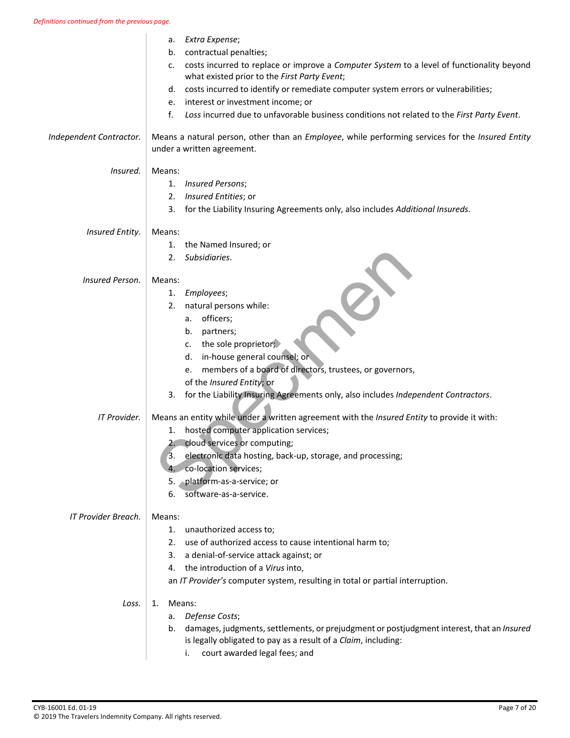*Definitions continued from the previous page.*

a. *Extra Expense*;
b. contractual penalties;
c. costs incurred to replace or improve a *Computer System* to a level of functionality beyond what existed prior to the *First Party Event*;
d. costs incurred to identify or remediate computer system errors or vulnerabilities;
e. interest or investment income; or
f. *Loss* incurred due to unfavorable business conditions not related to the *First Party Event*.

*Independent Contractor.* Means a natural person, other than an *Employee*, while performing services for the *Insured Entity* under a written agreement.

*Insured.* Means:

1. *Insured Persons*;
2. *Insured Entities*; or
3. for the Liability Insuring Agreements only, also includes *Additional Insureds*.

*Insured Entity.* Means:

1. the Named Insured; or
2. *Subsidiaries*.

*Insured Person.* Means:

1. *Employees*;
2. natural persons while:
   a. officers;
   b. partners;
   c. the sole proprietor;
   d. in-house general counsel; or
   e. members of a board of directors, trustees, or governors,

   of the *Insured Entity*; or
3. for the Liability Insuring Agreements only, also includes *Independent Contractors*.

*IT Provider.* Means an entity while under a written agreement with the *Insured Entity* to provide it with:

1. hosted computer application services;
2. cloud services or computing;
3. electronic data hosting, back-up, storage, and processing;
4. co-location services;
5. platform-as-a-service; or
6. software-as-a-service.

*IT Provider Breach.* Means:

1. unauthorized access to;
2. use of authorized access to cause intentional harm to;
3. a denial-of-service attack against; or
4. the introduction of a *Virus* into,

an *IT Provider's* computer system, resulting in total or partial interruption.

*Loss.*

1. Means:
   a. *Defense Costs*;
   b. damages, judgments, settlements, or prejudgment or postjudgment interest, that an *Insured* is legally obligated to pay as a result of a *Claim*, including:
      i. court awarded legal fees; and

CYB-16001 Ed. 01-19
© 2019 The Travelers Indemnity Company. All rights reserved.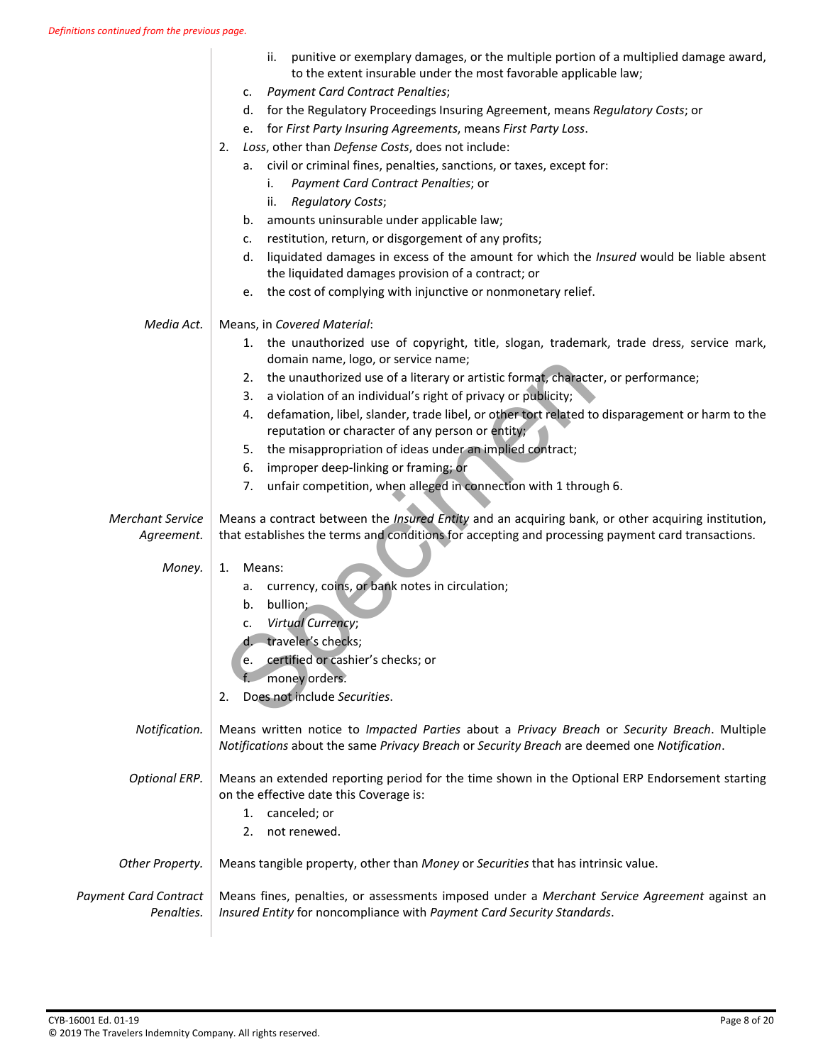*Definitions continued from the previous page.*

ii. punitive or exemplary damages, or the multiple portion of a multiplied damage award, to the extent insurable under the most favorable applicable law;

c. *Payment Card Contract Penalties*;

d. for the Regulatory Proceedings Insuring Agreement, means *Regulatory Costs*; or

e. for *First Party Insuring Agreements*, means *First Party Loss*.

2. *Loss*, other than *Defense Costs*, does not include:

   a. civil or criminal fines, penalties, sanctions, or taxes, except for:

      i. *Payment Card Contract Penalties*; or

      ii. *Regulatory Costs*;

   b. amounts uninsurable under applicable law;

   c. restitution, return, or disgorgement of any profits;

   d. liquidated damages in excess of the amount for which the *Insured* would be liable absent the liquidated damages provision of a contract; or

   e. the cost of complying with injunctive or nonmonetary relief.

*Media Act.* Means, in *Covered Material*:

1. the unauthorized use of copyright, title, slogan, trademark, trade dress, service mark, domain name, logo, or service name;
2. the unauthorized use of a literary or artistic format, character, or performance;
3. a violation of an individual's right of privacy or publicity;
4. defamation, libel, slander, trade libel, or other tort related to disparagement or harm to the reputation or character of any person or entity;
5. the misappropriation of ideas under an implied contract;
6. improper deep-linking or framing; or
7. unfair competition, when alleged in connection with 1 through 6.

*Merchant Service Agreement.* Means a contract between the *Insured Entity* and an acquiring bank, or other acquiring institution, that establishes the terms and conditions for accepting and processing payment card transactions.

*Money.*

1. Means:

   a. currency, coins, or bank notes in circulation;

   b. bullion;

   c. *Virtual Currency*;

   d. traveler's checks;

   e. certified or cashier's checks; or

   f. money orders.

2. Does not include *Securities*.

*Notification.* Means written notice to *Impacted Parties* about a *Privacy Breach* or *Security Breach*. Multiple *Notifications* about the same *Privacy Breach* or *Security Breach* are deemed one *Notification*.

*Optional ERP.* Means an extended reporting period for the time shown in the Optional ERP Endorsement starting on the effective date this Coverage is:

1. canceled; or
2. not renewed.

*Other Property.* Means tangible property, other than *Money* or *Securities* that has intrinsic value.

*Payment Card Contract Penalties.* Means fines, penalties, or assessments imposed under a *Merchant Service Agreement* against an *Insured Entity* for noncompliance with *Payment Card Security Standards*.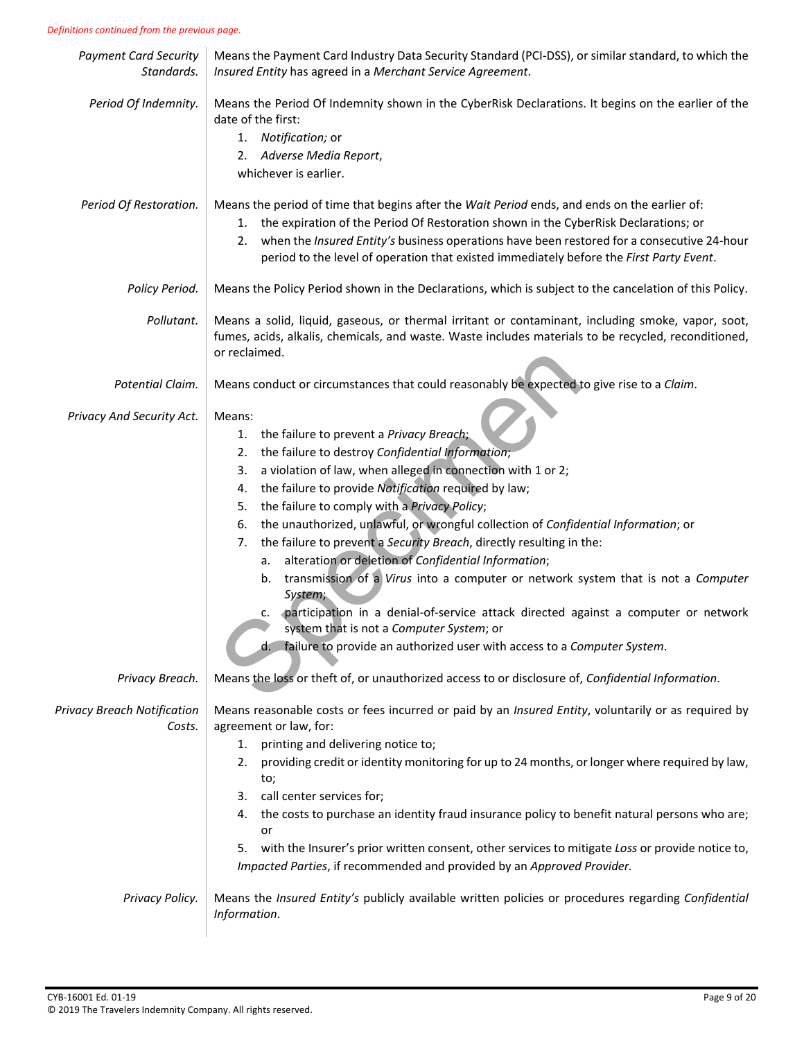*Definitions continued from the previous page.*

| | |
|---|---|
| *Payment Card Security Standards.* | Means the Payment Card Industry Data Security Standard (PCI-DSS), or similar standard, to which the *Insured Entity* has agreed in a *Merchant Service Agreement*. |
| *Period Of Indemnity.* | Means the Period Of Indemnity shown in the CyberRisk Declarations. It begins on the earlier of the date of the first: 1. *Notification;* or 2. *Adverse Media Report*, whichever is earlier. |
| *Period Of Restoration.* | Means the period of time that begins after the *Wait Period* ends, and ends on the earlier of: 1. the expiration of the Period Of Restoration shown in the CyberRisk Declarations; or 2. when the *Insured Entity's* business operations have been restored for a consecutive 24-hour period to the level of operation that existed immediately before the *First Party Event*. |
| *Policy Period.* | Means the Policy Period shown in the Declarations, which is subject to the cancelation of this Policy. |
| *Pollutant.* | Means a solid, liquid, gaseous, or thermal irritant or contaminant, including smoke, vapor, soot, fumes, acids, alkalis, chemicals, and waste. Waste includes materials to be recycled, reconditioned, or reclaimed. |
| *Potential Claim.* | Means conduct or circumstances that could reasonably be expected to give rise to a *Claim*. |
| *Privacy And Security Act.* | Means: 1. the failure to prevent a *Privacy Breach*; 2. the failure to destroy *Confidential Information*; 3. a violation of law, when alleged in connection with 1 or 2; 4. the failure to provide *Notification* required by law; 5. the failure to comply with a *Privacy Policy*; 6. the unauthorized, unlawful, or wrongful collection of *Confidential Information*; or 7. the failure to prevent a *Security Breach*, directly resulting in the: a. alteration or deletion of *Confidential Information*; b. transmission of a *Virus* into a computer or network system that is not a *Computer System*; c. participation in a denial-of-service attack directed against a computer or network system that is not a *Computer System*; or d. failure to provide an authorized user with access to a *Computer System*. |
| *Privacy Breach.* | Means the loss or theft of, or unauthorized access to or disclosure of, *Confidential Information*. |
| *Privacy Breach Notification Costs.* | Means reasonable costs or fees incurred or paid by an *Insured Entity*, voluntarily or as required by agreement or law, for: 1. printing and delivering notice to; 2. providing credit or identity monitoring for up to 24 months, or longer where required by law, to; 3. call center services for; 4. the costs to purchase an identity fraud insurance policy to benefit natural persons who are; or 5. with the Insurer's prior written consent, other services to mitigate *Loss* or provide notice to, *Impacted Parties*, if recommended and provided by an *Approved Provider*. |
| *Privacy Policy.* | Means the *Insured Entity's* publicly available written policies or procedures regarding *Confidential Information*. |

CYB-16001 Ed. 01-19
© 2019 The Travelers Indemnity Company. All rights reserved.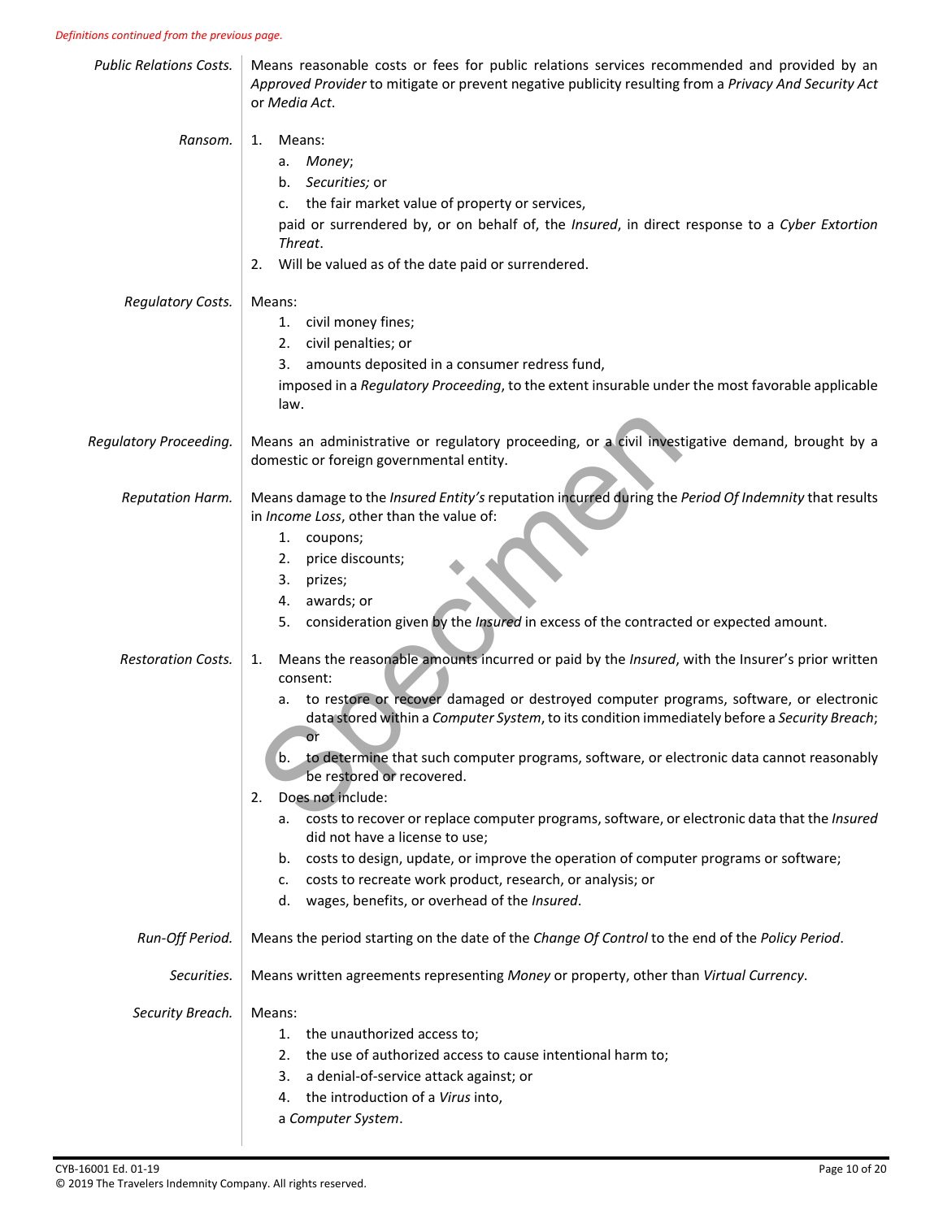*Definitions continued from the previous page.*

***Public Relations Costs.*** Means reasonable costs or fees for public relations services recommended and provided by an *Approved Provider* to mitigate or prevent negative publicity resulting from a *Privacy And Security Act* or *Media Act*.

***Ransom.***

1. Means:
   a. *Money*;
   b. *Securities;* or
   c. the fair market value of property or services,

   paid or surrendered by, or on behalf of, the *Insured*, in direct response to a *Cyber Extortion Threat*.
2. Will be valued as of the date paid or surrendered.

***Regulatory Costs.*** Means:

1. civil money fines;
2. civil penalties; or
3. amounts deposited in a consumer redress fund,

imposed in a *Regulatory Proceeding*, to the extent insurable under the most favorable applicable law.

***Regulatory Proceeding.*** Means an administrative or regulatory proceeding, or a civil investigative demand, brought by a domestic or foreign governmental entity.

***Reputation Harm.*** Means damage to the *Insured Entity's* reputation incurred during the *Period Of Indemnity* that results in *Income Loss*, other than the value of:

1. coupons;
2. price discounts;
3. prizes;
4. awards; or
5. consideration given by the *Insured* in excess of the contracted or expected amount.

***Restoration Costs.***

1. Means the reasonable amounts incurred or paid by the *Insured*, with the Insurer's prior written consent:
   a. to restore or recover damaged or destroyed computer programs, software, or electronic data stored within a *Computer System*, to its condition immediately before a *Security Breach*; or
   b. to determine that such computer programs, software, or electronic data cannot reasonably be restored or recovered.
2. Does not include:
   a. costs to recover or replace computer programs, software, or electronic data that the *Insured* did not have a license to use;
   b. costs to design, update, or improve the operation of computer programs or software;
   c. costs to recreate work product, research, or analysis; or
   d. wages, benefits, or overhead of the *Insured*.

***Run-Off Period.*** Means the period starting on the date of the *Change Of Control* to the end of the *Policy Period*.

***Securities.*** Means written agreements representing *Money* or property, other than *Virtual Currency*.

***Security Breach.*** Means:

1. the unauthorized access to;
2. the use of authorized access to cause intentional harm to;
3. a denial-of-service attack against; or
4. the introduction of a *Virus* into,

a *Computer System*.

CYB-16001 Ed. 01-19
© 2019 The Travelers Indemnity Company. All rights reserved.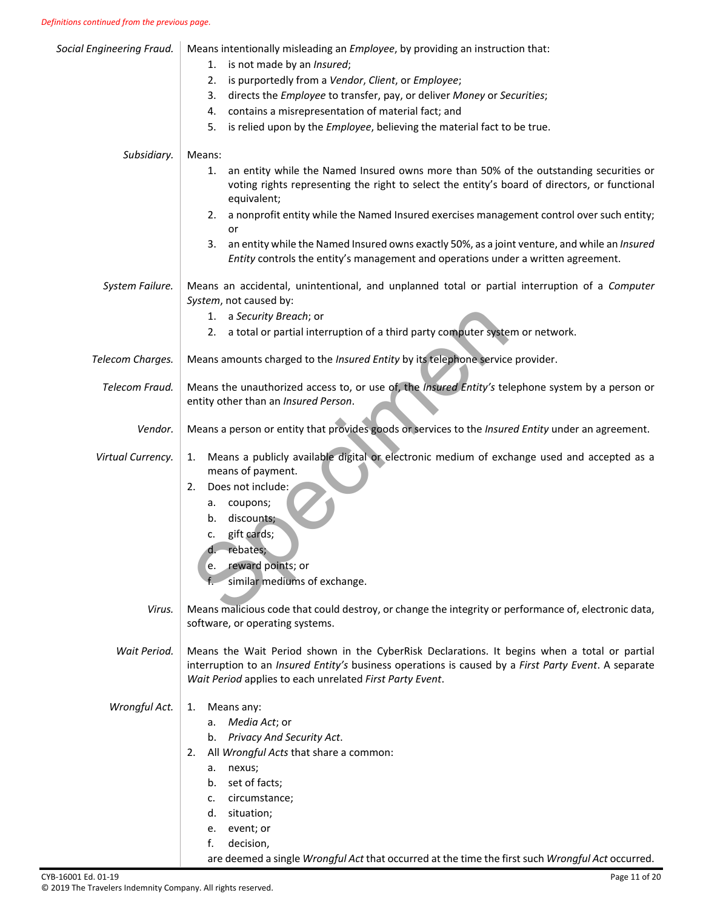*Definitions continued from the previous page.*

***Social Engineering Fraud.*** Means intentionally misleading an *Employee*, by providing an instruction that:

1. is not made by an *Insured*;
2. is purportedly from a *Vendor*, *Client*, or *Employee*;
3. directs the *Employee* to transfer, pay, or deliver *Money* or *Securities*;
4. contains a misrepresentation of material fact; and
5. is relied upon by the *Employee*, believing the material fact to be true.

***Subsidiary.*** Means:

1. an entity while the Named Insured owns more than 50% of the outstanding securities or voting rights representing the right to select the entity's board of directors, or functional equivalent;
2. a nonprofit entity while the Named Insured exercises management control over such entity; or
3. an entity while the Named Insured owns exactly 50%, as a joint venture, and while an *Insured Entity* controls the entity's management and operations under a written agreement.

***System Failure.*** Means an accidental, unintentional, and unplanned total or partial interruption of a *Computer System*, not caused by:

1. a *Security Breach*; or
2. a total or partial interruption of a third party computer system or network.

***Telecom Charges.*** Means amounts charged to the *Insured Entity* by its telephone service provider.

***Telecom Fraud.*** Means the unauthorized access to, or use of, the *Insured Entity's* telephone system by a person or entity other than an *Insured Person*.

***Vendor.*** Means a person or entity that provides goods or services to the *Insured Entity* under an agreement.

***Virtual Currency.***

1. Means a publicly available digital or electronic medium of exchange used and accepted as a means of payment.
2. Does not include:
   a. coupons;
   b. discounts;
   c. gift cards;
   d. rebates;
   e. reward points; or
   f. similar mediums of exchange.

***Virus.*** Means malicious code that could destroy, or change the integrity or performance of, electronic data, software, or operating systems.

***Wait Period.*** Means the Wait Period shown in the CyberRisk Declarations. It begins when a total or partial interruption to an *Insured Entity's* business operations is caused by a *First Party Event*. A separate *Wait Period* applies to each unrelated *First Party Event*.

***Wrongful Act.***

1. Means any:
   a. *Media Act*; or
   b. *Privacy And Security Act*.
2. All *Wrongful Acts* that share a common:
   a. nexus;
   b. set of facts;
   c. circumstance;
   d. situation;
   e. event; or
   f. decision,

   are deemed a single *Wrongful Act* that occurred at the time the first such *Wrongful Act* occurred.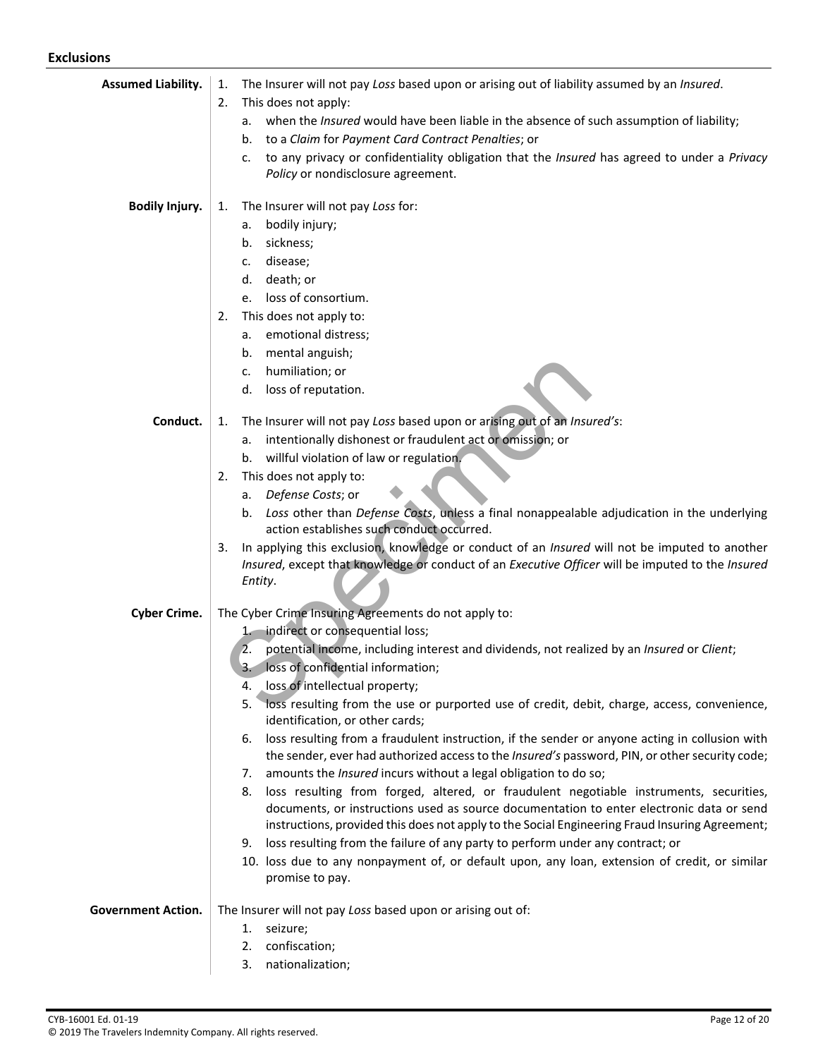## Exclusions

**Assumed Liability.**

1. The Insurer will not pay *Loss* based upon or arising out of liability assumed by an *Insured*.
2. This does not apply:
   a. when the *Insured* would have been liable in the absence of such assumption of liability;
   b. to a *Claim* for *Payment Card Contract Penalties*; or
   c. to any privacy or confidentiality obligation that the *Insured* has agreed to under a *Privacy Policy* or nondisclosure agreement.

**Bodily Injury.**

1. The Insurer will not pay *Loss* for:
   a. bodily injury;
   b. sickness;
   c. disease;
   d. death; or
   e. loss of consortium.
2. This does not apply to:
   a. emotional distress;
   b. mental anguish;
   c. humiliation; or
   d. loss of reputation.

**Conduct.**

1. The Insurer will not pay *Loss* based upon or arising out of an *Insured's*:
   a. intentionally dishonest or fraudulent act or omission; or
   b. willful violation of law or regulation.
2. This does not apply to:
   a. *Defense Costs*; or
   b. *Loss* other than *Defense Costs*, unless a final nonappealable adjudication in the underlying action establishes such conduct occurred.
3. In applying this exclusion, knowledge or conduct of an *Insured* will not be imputed to another *Insured*, except that knowledge or conduct of an *Executive Officer* will be imputed to the *Insured Entity*.

**Cyber Crime.**

The Cyber Crime Insuring Agreements do not apply to:

1. indirect or consequential loss;
2. potential income, including interest and dividends, not realized by an *Insured* or *Client*;
3. loss of confidential information;
4. loss of intellectual property;
5. loss resulting from the use or purported use of credit, debit, charge, access, convenience, identification, or other cards;
6. loss resulting from a fraudulent instruction, if the sender or anyone acting in collusion with the sender, ever had authorized access to the *Insured's* password, PIN, or other security code;
7. amounts the *Insured* incurs without a legal obligation to do so;
8. loss resulting from forged, altered, or fraudulent negotiable instruments, securities, documents, or instructions used as source documentation to enter electronic data or send instructions, provided this does not apply to the Social Engineering Fraud Insuring Agreement;
9. loss resulting from the failure of any party to perform under any contract; or
10. loss due to any nonpayment of, or default upon, any loan, extension of credit, or similar promise to pay.

**Government Action.**

The Insurer will not pay *Loss* based upon or arising out of:

1. seizure;
2. confiscation;
3. nationalization;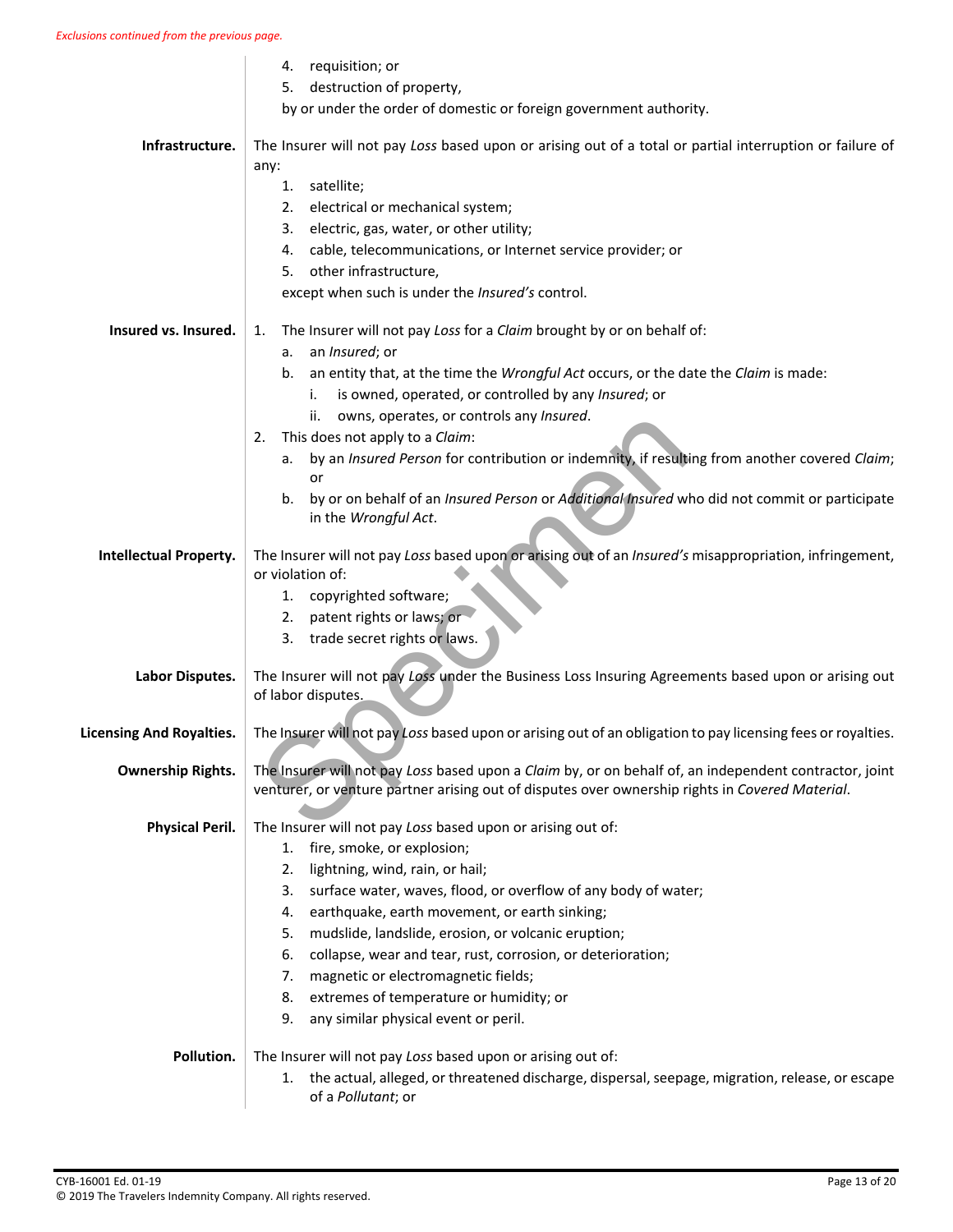*Exclusions continued from the previous page.*

4. requisition; or
5. destruction of property,

by or under the order of domestic or foreign government authority.

**Infrastructure.** The Insurer will not pay *Loss* based upon or arising out of a total or partial interruption or failure of any:

1. satellite;
2. electrical or mechanical system;
3. electric, gas, water, or other utility;
4. cable, telecommunications, or Internet service provider; or
5. other infrastructure,

except when such is under the *Insured's* control.

**Insured vs. Insured.**

1. The Insurer will not pay *Loss* for a *Claim* brought by or on behalf of:
   a. an *Insured*; or
   b. an entity that, at the time the *Wrongful Act* occurs, or the date the *Claim* is made:
      i. is owned, operated, or controlled by any *Insured*; or
      ii. owns, operates, or controls any *Insured*.
2. This does not apply to a *Claim*:
   a. by an *Insured Person* for contribution or indemnity, if resulting from another covered *Claim*; or
   b. by or on behalf of an *Insured Person* or *Additional Insured* who did not commit or participate in the *Wrongful Act*.

**Intellectual Property.** The Insurer will not pay *Loss* based upon or arising out of an *Insured's* misappropriation, infringement, or violation of:

1. copyrighted software;
2. patent rights or laws; or
3. trade secret rights or laws.

**Labor Disputes.** The Insurer will not pay *Loss* under the Business Loss Insuring Agreements based upon or arising out of labor disputes.

**Licensing And Royalties.** The Insurer will not pay *Loss* based upon or arising out of an obligation to pay licensing fees or royalties.

**Ownership Rights.** The Insurer will not pay *Loss* based upon a *Claim* by, or on behalf of, an independent contractor, joint venturer, or venture partner arising out of disputes over ownership rights in *Covered Material*.

**Physical Peril.** The Insurer will not pay *Loss* based upon or arising out of:

1. fire, smoke, or explosion;
2. lightning, wind, rain, or hail;
3. surface water, waves, flood, or overflow of any body of water;
4. earthquake, earth movement, or earth sinking;
5. mudslide, landslide, erosion, or volcanic eruption;
6. collapse, wear and tear, rust, corrosion, or deterioration;
7. magnetic or electromagnetic fields;
8. extremes of temperature or humidity; or
9. any similar physical event or peril.

**Pollution.** The Insurer will not pay *Loss* based upon or arising out of:

1. the actual, alleged, or threatened discharge, dispersal, seepage, migration, release, or escape of a *Pollutant*; or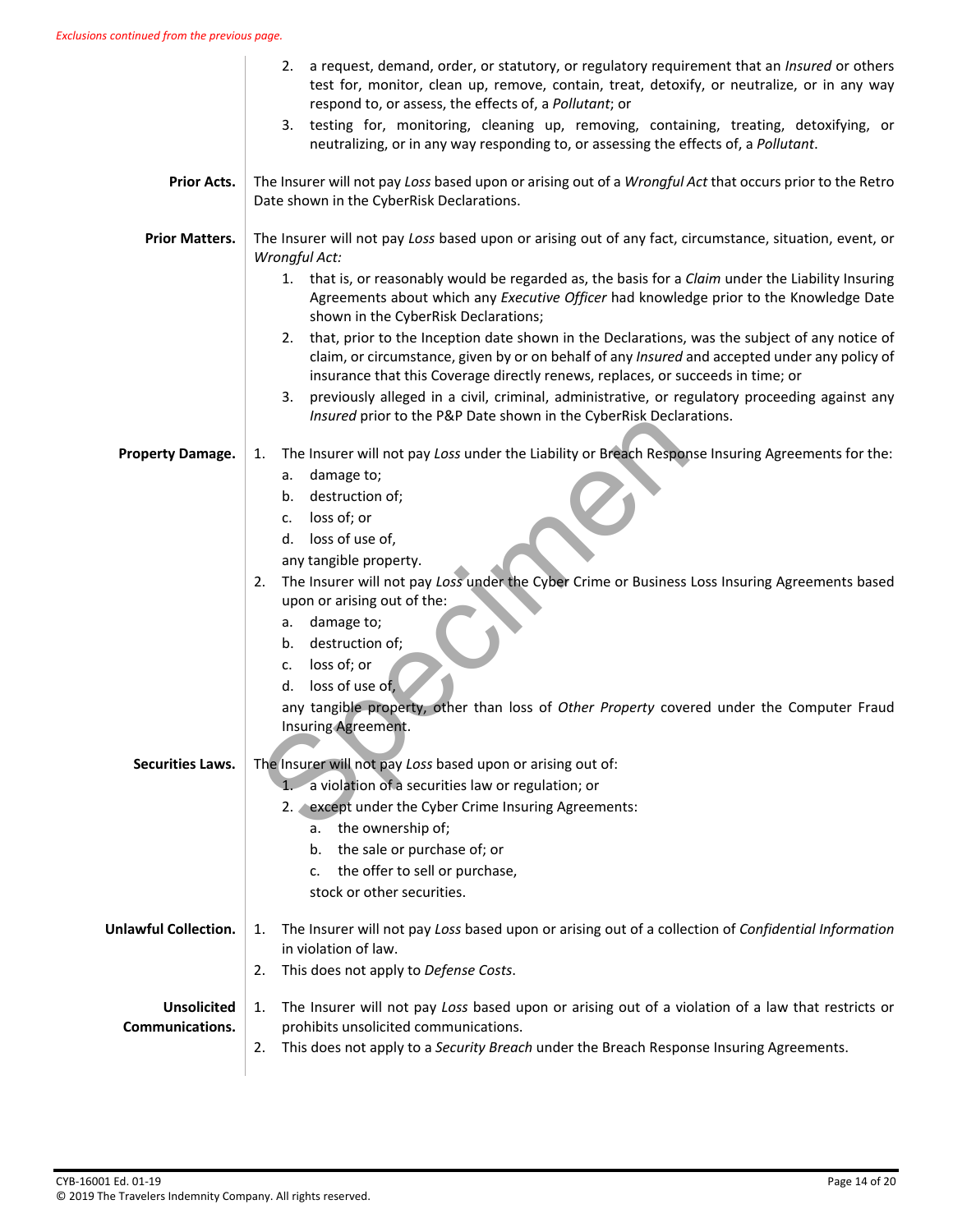*Exclusions continued from the previous page.*

2. a request, demand, order, or statutory, or regulatory requirement that an *Insured* or others test for, monitor, clean up, remove, contain, treat, detoxify, or neutralize, or in any way respond to, or assess, the effects of, a *Pollutant*; or
3. testing for, monitoring, cleaning up, removing, containing, treating, detoxifying, or neutralizing, or in any way responding to, or assessing the effects of, a *Pollutant*.

**Prior Acts.** The Insurer will not pay *Loss* based upon or arising out of a *Wrongful Act* that occurs prior to the Retro Date shown in the CyberRisk Declarations.

**Prior Matters.** The Insurer will not pay *Loss* based upon or arising out of any fact, circumstance, situation, event, or *Wrongful Act:*

1. that is, or reasonably would be regarded as, the basis for a *Claim* under the Liability Insuring Agreements about which any *Executive Officer* had knowledge prior to the Knowledge Date shown in the CyberRisk Declarations;
2. that, prior to the Inception date shown in the Declarations, was the subject of any notice of claim, or circumstance, given by or on behalf of any *Insured* and accepted under any policy of insurance that this Coverage directly renews, replaces, or succeeds in time; or
3. previously alleged in a civil, criminal, administrative, or regulatory proceeding against any *Insured* prior to the P&P Date shown in the CyberRisk Declarations.

**Property Damage.**

1. The Insurer will not pay *Loss* under the Liability or Breach Response Insuring Agreements for the:
   a. damage to;
   b. destruction of;
   c. loss of; or
   d. loss of use of,

   any tangible property.
2. The Insurer will not pay *Loss* under the Cyber Crime or Business Loss Insuring Agreements based upon or arising out of the:
   a. damage to;
   b. destruction of;
   c. loss of; or
   d. loss of use of,

   any tangible property, other than loss of *Other Property* covered under the Computer Fraud Insuring Agreement.

**Securities Laws.** The Insurer will not pay *Loss* based upon or arising out of:

1. a violation of a securities law or regulation; or
2. except under the Cyber Crime Insuring Agreements:
   a. the ownership of;
   b. the sale or purchase of; or
   c. the offer to sell or purchase,

   stock or other securities.

**Unlawful Collection.**

1. The Insurer will not pay *Loss* based upon or arising out of a collection of *Confidential Information* in violation of law.
2. This does not apply to *Defense Costs*.

**Unsolicited Communications.**

1. The Insurer will not pay *Loss* based upon or arising out of a violation of a law that restricts or prohibits unsolicited communications.
2. This does not apply to a *Security Breach* under the Breach Response Insuring Agreements.

CYB-16001 Ed. 01-19
© 2019 The Travelers Indemnity Company. All rights reserved.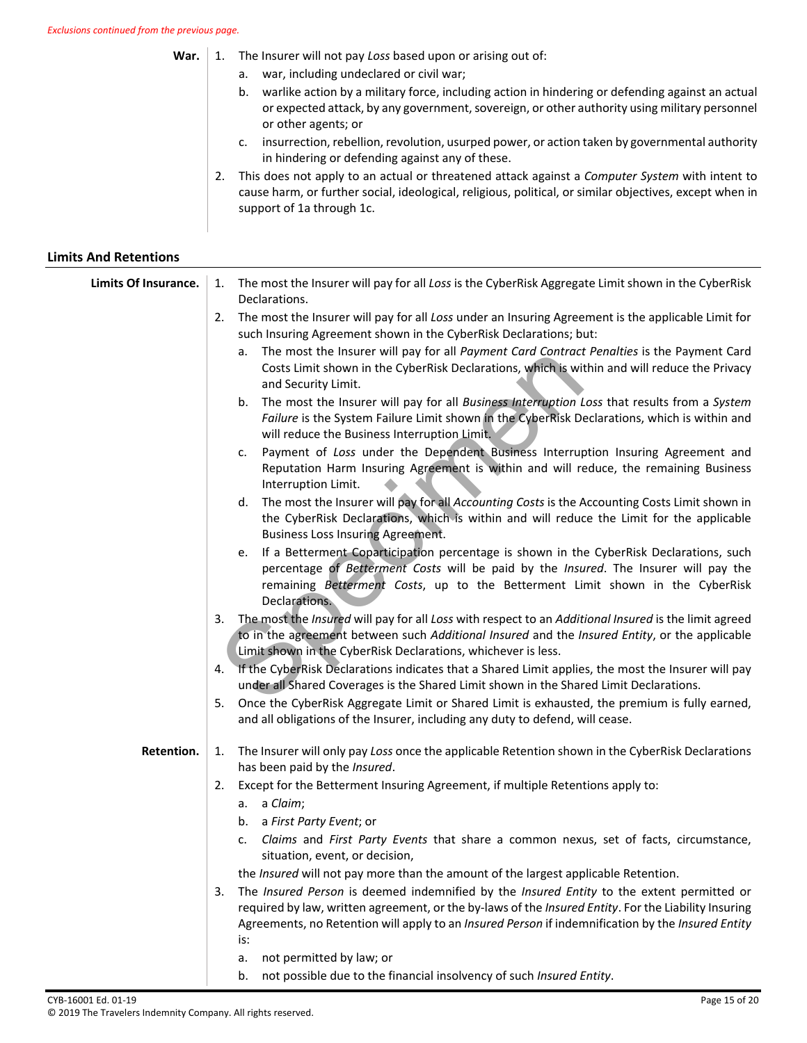*Exclusions continued from the previous page.*

**War.**

1. The Insurer will not pay *Loss* based upon or arising out of:
   a. war, including undeclared or civil war;
   b. warlike action by a military force, including action in hindering or defending against an actual or expected attack, by any government, sovereign, or other authority using military personnel or other agents; or
   c. insurrection, rebellion, revolution, usurped power, or action taken by governmental authority in hindering or defending against any of these.
2. This does not apply to an actual or threatened attack against a *Computer System* with intent to cause harm, or further social, ideological, religious, political, or similar objectives, except when in support of 1a through 1c.

## Limits And Retentions

**Limits Of Insurance.**

1. The most the Insurer will pay for all *Loss* is the CyberRisk Aggregate Limit shown in the CyberRisk Declarations.
2. The most the Insurer will pay for all *Loss* under an Insuring Agreement is the applicable Limit for such Insuring Agreement shown in the CyberRisk Declarations; but:
   a. The most the Insurer will pay for all *Payment Card Contract Penalties* is the Payment Card Costs Limit shown in the CyberRisk Declarations, which is within and will reduce the Privacy and Security Limit.
   b. The most the Insurer will pay for all *Business Interruption Loss* that results from a *System Failure* is the System Failure Limit shown in the CyberRisk Declarations, which is within and will reduce the Business Interruption Limit.
   c. Payment of *Loss* under the Dependent Business Interruption Insuring Agreement and Reputation Harm Insuring Agreement is within and will reduce, the remaining Business Interruption Limit.
   d. The most the Insurer will pay for all *Accounting Costs* is the Accounting Costs Limit shown in the CyberRisk Declarations, which is within and will reduce the Limit for the applicable Business Loss Insuring Agreement.
   e. If a Betterment Coparticipation percentage is shown in the CyberRisk Declarations, such percentage of *Betterment Costs* will be paid by the *Insured*. The Insurer will pay the remaining *Betterment Costs*, up to the Betterment Limit shown in the CyberRisk Declarations.
3. The most the *Insured* will pay for all *Loss* with respect to an *Additional Insured* is the limit agreed to in the agreement between such *Additional Insured* and the *Insured Entity*, or the applicable Limit shown in the CyberRisk Declarations, whichever is less.
4. If the CyberRisk Declarations indicates that a Shared Limit applies, the most the Insurer will pay under all Shared Coverages is the Shared Limit shown in the Shared Limit Declarations.
5. Once the CyberRisk Aggregate Limit or Shared Limit is exhausted, the premium is fully earned, and all obligations of the Insurer, including any duty to defend, will cease.

**Retention.**

1. The Insurer will only pay *Loss* once the applicable Retention shown in the CyberRisk Declarations has been paid by the *Insured*.
2. Except for the Betterment Insuring Agreement, if multiple Retentions apply to:
   a. a *Claim*;
   b. a *First Party Event*; or
   c. *Claims* and *First Party Events* that share a common nexus, set of facts, circumstance, situation, event, or decision,

   the *Insured* will not pay more than the amount of the largest applicable Retention.
3. The *Insured Person* is deemed indemnified by the *Insured Entity* to the extent permitted or required by law, written agreement, or the by-laws of the *Insured Entity*. For the Liability Insuring Agreements, no Retention will apply to an *Insured Person* if indemnification by the *Insured Entity* is:
   a. not permitted by law; or
   b. not possible due to the financial insolvency of such *Insured Entity*.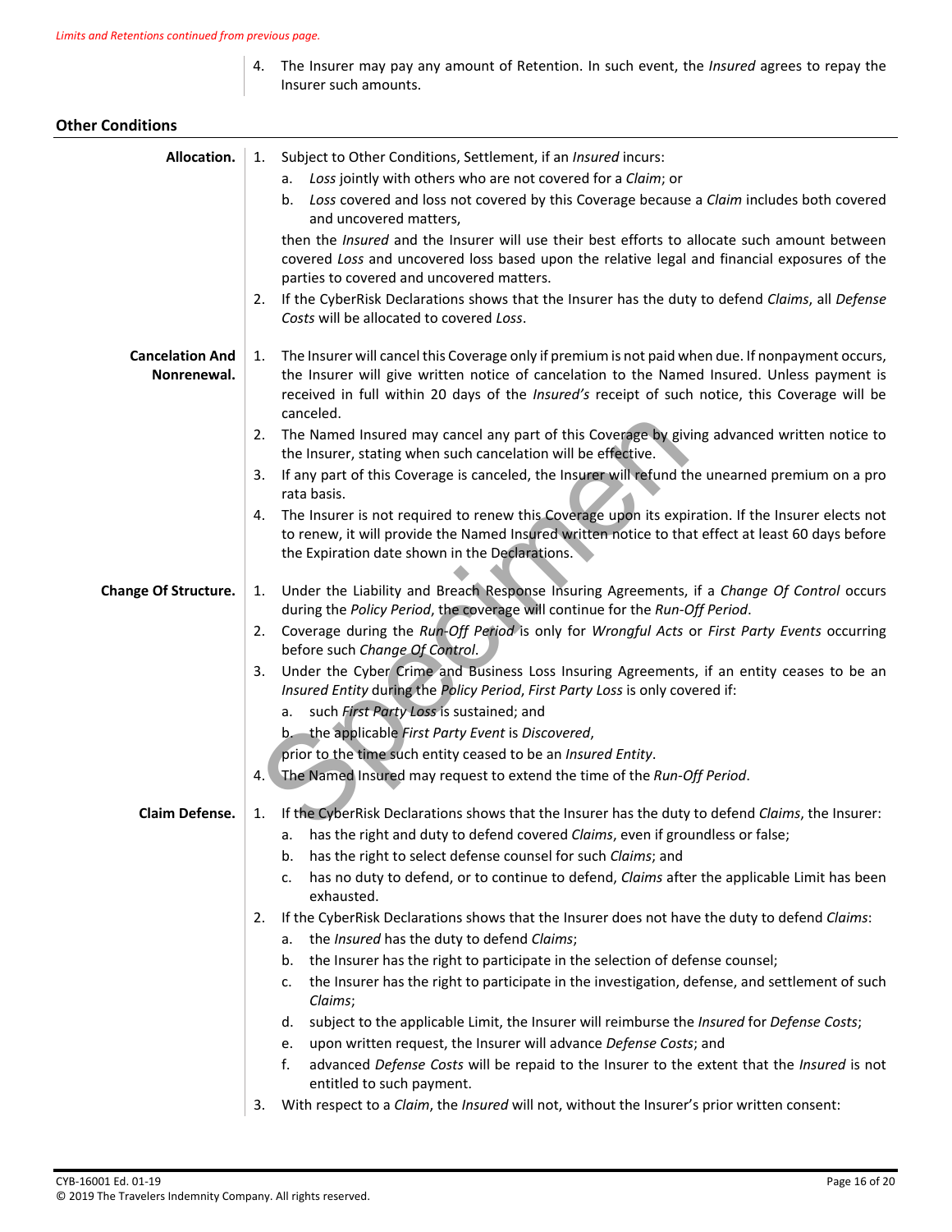*Limits and Retentions continued from previous page.*

4. The Insurer may pay any amount of Retention. In such event, the *Insured* agrees to repay the Insurer such amounts.

## Other Conditions

**Allocation.**

1. Subject to Other Conditions, Settlement, if an *Insured* incurs:
   a. *Loss* jointly with others who are not covered for a *Claim*; or
   b. *Loss* covered and loss not covered by this Coverage because a *Claim* includes both covered and uncovered matters,

   then the *Insured* and the Insurer will use their best efforts to allocate such amount between covered *Loss* and uncovered loss based upon the relative legal and financial exposures of the parties to covered and uncovered matters.
2. If the CyberRisk Declarations shows that the Insurer has the duty to defend *Claims*, all *Defense Costs* will be allocated to covered *Loss*.

**Cancelation And Nonrenewal.**

1. The Insurer will cancel this Coverage only if premium is not paid when due. If nonpayment occurs, the Insurer will give written notice of cancelation to the Named Insured. Unless payment is received in full within 20 days of the *Insured's* receipt of such notice, this Coverage will be canceled.
2. The Named Insured may cancel any part of this Coverage by giving advanced written notice to the Insurer, stating when such cancelation will be effective.
3. If any part of this Coverage is canceled, the Insurer will refund the unearned premium on a pro rata basis.
4. The Insurer is not required to renew this Coverage upon its expiration. If the Insurer elects not to renew, it will provide the Named Insured written notice to that effect at least 60 days before the Expiration date shown in the Declarations.

**Change Of Structure.**

1. Under the Liability and Breach Response Insuring Agreements, if a *Change Of Control* occurs during the *Policy Period*, the coverage will continue for the *Run-Off Period*.
2. Coverage during the *Run-Off Period* is only for *Wrongful Acts* or *First Party Events* occurring before such *Change Of Control*.
3. Under the Cyber Crime and Business Loss Insuring Agreements, if an entity ceases to be an *Insured Entity* during the *Policy Period*, *First Party Loss* is only covered if:
   a. such *First Party Loss* is sustained; and
   b. the applicable *First Party Event* is *Discovered*,

   prior to the time such entity ceased to be an *Insured Entity*.
4. The Named Insured may request to extend the time of the *Run-Off Period*.

**Claim Defense.**

1. If the CyberRisk Declarations shows that the Insurer has the duty to defend *Claims*, the Insurer:
   a. has the right and duty to defend covered *Claims*, even if groundless or false;
   b. has the right to select defense counsel for such *Claims*; and
   c. has no duty to defend, or to continue to defend, *Claims* after the applicable Limit has been exhausted.
2. If the CyberRisk Declarations shows that the Insurer does not have the duty to defend *Claims*:
   a. the *Insured* has the duty to defend *Claims*;
   b. the Insurer has the right to participate in the selection of defense counsel;
   c. the Insurer has the right to participate in the investigation, defense, and settlement of such *Claims*;
   d. subject to the applicable Limit, the Insurer will reimburse the *Insured* for *Defense Costs*;
   e. upon written request, the Insurer will advance *Defense Costs*; and
   f. advanced *Defense Costs* will be repaid to the Insurer to the extent that the *Insured* is not entitled to such payment.
3. With respect to a *Claim*, the *Insured* will not, without the Insurer's prior written consent: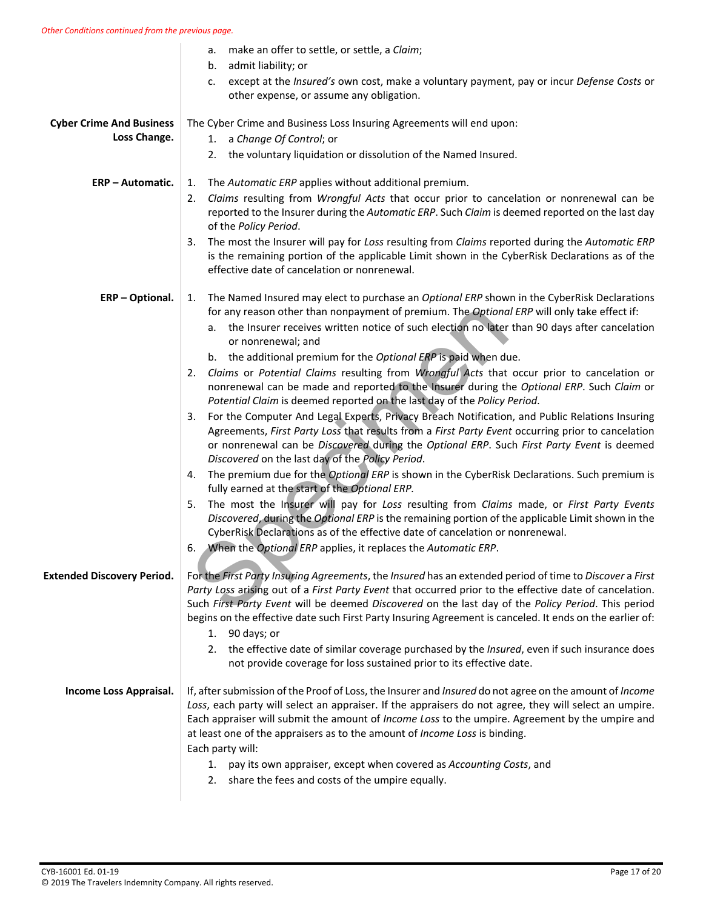*Other Conditions continued from the previous page.*

a. make an offer to settle, or settle, a *Claim*;
b. admit liability; or
c. except at the *Insured's* own cost, make a voluntary payment, pay or incur *Defense Costs* or other expense, or assume any obligation.

**Cyber Crime And Business Loss Change.**

The Cyber Crime and Business Loss Insuring Agreements will end upon:

1. a *Change Of Control*; or
2. the voluntary liquidation or dissolution of the Named Insured.

**ERP – Automatic.**

1. The *Automatic ERP* applies without additional premium.
2. *Claims* resulting from *Wrongful Acts* that occur prior to cancelation or nonrenewal can be reported to the Insurer during the *Automatic ERP*. Such *Claim* is deemed reported on the last day of the *Policy Period*.
3. The most the Insurer will pay for *Loss* resulting from *Claims* reported during the *Automatic ERP* is the remaining portion of the applicable Limit shown in the CyberRisk Declarations as of the effective date of cancelation or nonrenewal.

**ERP – Optional.**

1. The Named Insured may elect to purchase an *Optional ERP* shown in the CyberRisk Declarations for any reason other than nonpayment of premium. The *Optional ERP* will only take effect if:
   a. the Insurer receives written notice of such election no later than 90 days after cancelation or nonrenewal; and
   b. the additional premium for the *Optional ERP* is paid when due.
2. *Claims* or *Potential Claims* resulting from *Wrongful Acts* that occur prior to cancelation or nonrenewal can be made and reported to the Insurer during the *Optional ERP*. Such *Claim* or *Potential Claim* is deemed reported on the last day of the *Policy Period*.
3. For the Computer And Legal Experts, Privacy Breach Notification, and Public Relations Insuring Agreements, *First Party Loss* that results from a *First Party Event* occurring prior to cancelation or nonrenewal can be *Discovered* during the *Optional ERP*. Such *First Party Event* is deemed *Discovered* on the last day of the *Policy Period*.
4. The premium due for the *Optional ERP* is shown in the CyberRisk Declarations. Such premium is fully earned at the start of the *Optional ERP*.
5. The most the Insurer will pay for *Loss* resulting from *Claims* made, or *First Party Events Discovered*, during the *Optional ERP* is the remaining portion of the applicable Limit shown in the CyberRisk Declarations as of the effective date of cancelation or nonrenewal.
6. When the *Optional ERP* applies, it replaces the *Automatic ERP*.

**Extended Discovery Period.**

For the *First Party Insuring Agreements*, the *Insured* has an extended period of time to *Discover* a *First Party Loss* arising out of a *First Party Event* that occurred prior to the effective date of cancelation. Such *First Party Event* will be deemed *Discovered* on the last day of the *Policy Period*. This period begins on the effective date such First Party Insuring Agreement is canceled. It ends on the earlier of:

1. 90 days; or
2. the effective date of similar coverage purchased by the *Insured*, even if such insurance does not provide coverage for loss sustained prior to its effective date.

**Income Loss Appraisal.**

If, after submission of the Proof of Loss, the Insurer and *Insured* do not agree on the amount of *Income Loss*, each party will select an appraiser. If the appraisers do not agree, they will select an umpire. Each appraiser will submit the amount of *Income Loss* to the umpire. Agreement by the umpire and at least one of the appraisers as to the amount of *Income Loss* is binding.

Each party will:

1. pay its own appraiser, except when covered as *Accounting Costs*, and
2. share the fees and costs of the umpire equally.

CYB-16001 Ed. 01-19
© 2019 The Travelers Indemnity Company. All rights reserved.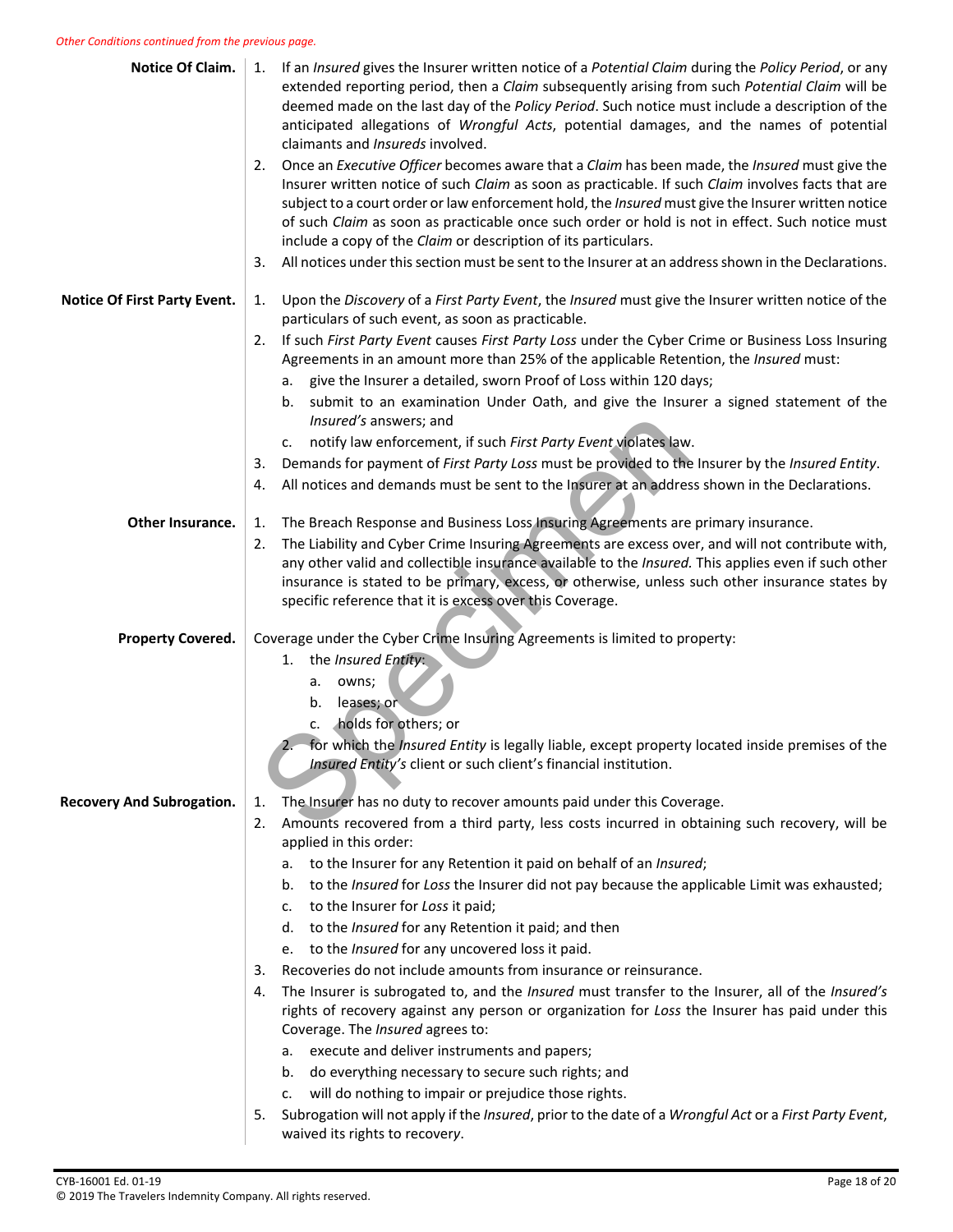*Other Conditions continued from the previous page.*

**Notice Of Claim.**

1. If an *Insured* gives the Insurer written notice of a *Potential Claim* during the *Policy Period*, or any extended reporting period, then a *Claim* subsequently arising from such *Potential Claim* will be deemed made on the last day of the *Policy Period*. Such notice must include a description of the anticipated allegations of *Wrongful Acts*, potential damages, and the names of potential claimants and *Insureds* involved.
2. Once an *Executive Officer* becomes aware that a *Claim* has been made, the *Insured* must give the Insurer written notice of such *Claim* as soon as practicable. If such *Claim* involves facts that are subject to a court order or law enforcement hold, the *Insured* must give the Insurer written notice of such *Claim* as soon as practicable once such order or hold is not in effect. Such notice must include a copy of the *Claim* or description of its particulars.
3. All notices under this section must be sent to the Insurer at an address shown in the Declarations.

**Notice Of First Party Event.**

1. Upon the *Discovery* of a *First Party Event*, the *Insured* must give the Insurer written notice of the particulars of such event, as soon as practicable.
2. If such *First Party Event* causes *First Party Loss* under the Cyber Crime or Business Loss Insuring Agreements in an amount more than 25% of the applicable Retention, the *Insured* must:
   a. give the Insurer a detailed, sworn Proof of Loss within 120 days;
   b. submit to an examination Under Oath, and give the Insurer a signed statement of the *Insured's* answers; and
   c. notify law enforcement, if such *First Party Event* violates law.
3. Demands for payment of *First Party Loss* must be provided to the Insurer by the *Insured Entity*.
4. All notices and demands must be sent to the Insurer at an address shown in the Declarations.

**Other Insurance.**

1. The Breach Response and Business Loss Insuring Agreements are primary insurance.
2. The Liability and Cyber Crime Insuring Agreements are excess over, and will not contribute with, any other valid and collectible insurance available to the *Insured.* This applies even if such other insurance is stated to be primary, excess, or otherwise, unless such other insurance states by specific reference that it is excess over this Coverage.

**Property Covered.**

Coverage under the Cyber Crime Insuring Agreements is limited to property:

1. the *Insured Entity*:
   a. owns;
   b. leases; or
   c. holds for others; or
2. for which the *Insured Entity* is legally liable, except property located inside premises of the *Insured Entity's* client or such client's financial institution.

**Recovery And Subrogation.**

1. The Insurer has no duty to recover amounts paid under this Coverage.
2. Amounts recovered from a third party, less costs incurred in obtaining such recovery, will be applied in this order:
   a. to the Insurer for any Retention it paid on behalf of an *Insured*;
   b. to the *Insured* for *Loss* the Insurer did not pay because the applicable Limit was exhausted;
   c. to the Insurer for *Loss* it paid;
   d. to the *Insured* for any Retention it paid; and then
   e. to the *Insured* for any uncovered loss it paid.
3. Recoveries do not include amounts from insurance or reinsurance.
4. The Insurer is subrogated to, and the *Insured* must transfer to the Insurer, all of the *Insured's* rights of recovery against any person or organization for *Loss* the Insurer has paid under this Coverage. The *Insured* agrees to:
   a. execute and deliver instruments and papers;
   b. do everything necessary to secure such rights; and
   c. will do nothing to impair or prejudice those rights.
5. Subrogation will not apply if the *Insured*, prior to the date of a *Wrongful Act* or a *First Party Event*, waived its rights to recovery.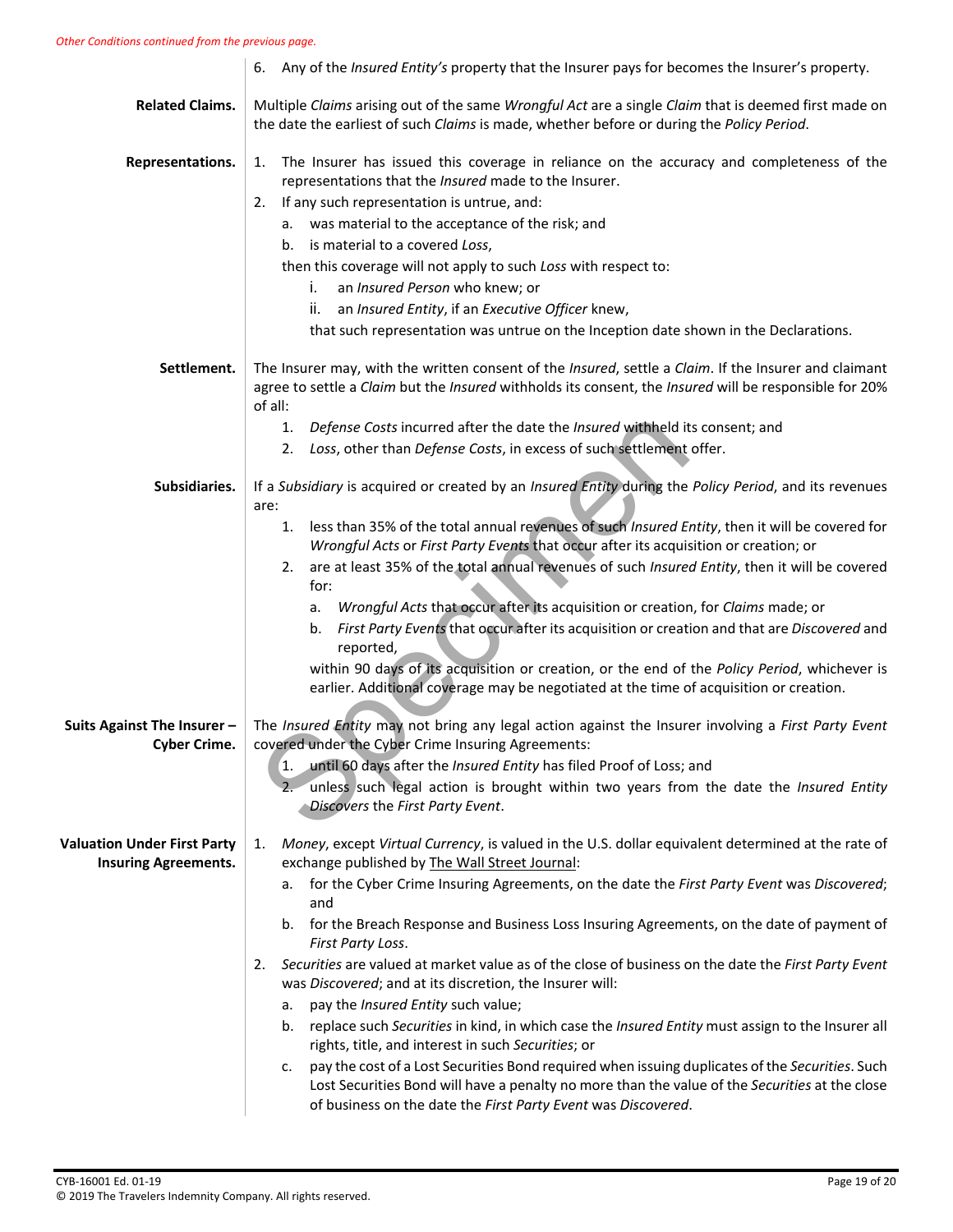*Other Conditions continued from the previous page.*

6. Any of the *Insured Entity's* property that the Insurer pays for becomes the Insurer's property.

**Related Claims.** Multiple *Claims* arising out of the same *Wrongful Act* are a single *Claim* that is deemed first made on the date the earliest of such *Claims* is made, whether before or during the *Policy Period*.

**Representations.**

1. The Insurer has issued this coverage in reliance on the accuracy and completeness of the representations that the *Insured* made to the Insurer.
2. If any such representation is untrue, and:
   a. was material to the acceptance of the risk; and
   b. is material to a covered *Loss*,

   then this coverage will not apply to such *Loss* with respect to:

   i. an *Insured Person* who knew; or
   ii. an *Insured Entity*, if an *Executive Officer* knew,

   that such representation was untrue on the Inception date shown in the Declarations.

**Settlement.** The Insurer may, with the written consent of the *Insured*, settle a *Claim*. If the Insurer and claimant agree to settle a *Claim* but the *Insured* withholds its consent, the *Insured* will be responsible for 20% of all:

1. *Defense Costs* incurred after the date the *Insured* withheld its consent; and
2. *Loss*, other than *Defense Costs*, in excess of such settlement offer.

**Subsidiaries.** If a *Subsidiary* is acquired or created by an *Insured Entity* during the *Policy Period*, and its revenues are:

1. less than 35% of the total annual revenues of such *Insured Entity*, then it will be covered for *Wrongful Acts* or *First Party Events* that occur after its acquisition or creation; or
2. are at least 35% of the total annual revenues of such *Insured Entity*, then it will be covered for:
   a. *Wrongful Acts* that occur after its acquisition or creation, for *Claims* made; or
   b. *First Party Events* that occur after its acquisition or creation and that are *Discovered* and reported,

   within 90 days of its acquisition or creation, or the end of the *Policy Period*, whichever is earlier. Additional coverage may be negotiated at the time of acquisition or creation.

**Suits Against The Insurer – Cyber Crime.** The *Insured Entity* may not bring any legal action against the Insurer involving a *First Party Event* covered under the Cyber Crime Insuring Agreements:

1. until 60 days after the *Insured Entity* has filed Proof of Loss; and
2. unless such legal action is brought within two years from the date the *Insured Entity* *Discovers* the *First Party Event*.

**Valuation Under First Party Insuring Agreements.**

1. *Money*, except *Virtual Currency*, is valued in the U.S. dollar equivalent determined at the rate of exchange published by The Wall Street Journal:
   a. for the Cyber Crime Insuring Agreements, on the date the *First Party Event* was *Discovered*; and
   b. for the Breach Response and Business Loss Insuring Agreements, on the date of payment of *First Party Loss*.
2. *Securities* are valued at market value as of the close of business on the date the *First Party Event* was *Discovered*; and at its discretion, the Insurer will:
   a. pay the *Insured Entity* such value;
   b. replace such *Securities* in kind, in which case the *Insured Entity* must assign to the Insurer all rights, title, and interest in such *Securities*; or
   c. pay the cost of a Lost Securities Bond required when issuing duplicates of the *Securities*. Such Lost Securities Bond will have a penalty no more than the value of the *Securities* at the close of business on the date the *First Party Event* was *Discovered*.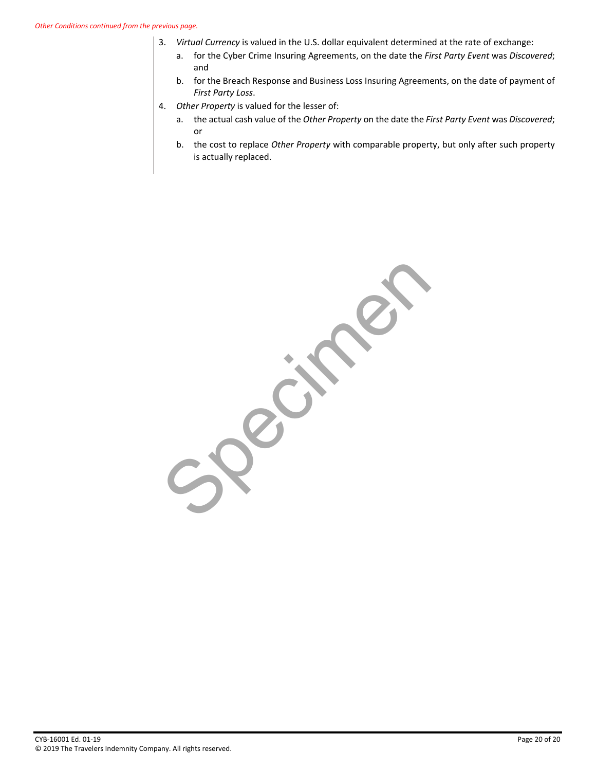*Other Conditions continued from the previous page.*

3. *Virtual Currency* is valued in the U.S. dollar equivalent determined at the rate of exchange:
   a. for the Cyber Crime Insuring Agreements, on the date the *First Party Event* was *Discovered*; and
   b. for the Breach Response and Business Loss Insuring Agreements, on the date of payment of *First Party Loss*.
4. *Other Property* is valued for the lesser of:
   a. the actual cash value of the *Other Property* on the date the *First Party Event* was *Discovered*; or
   b. the cost to replace *Other Property* with comparable property, but only after such property is actually replaced.

CYB-16001 Ed. 01-19
© 2019 The Travelers Indemnity Company. All rights reserved.